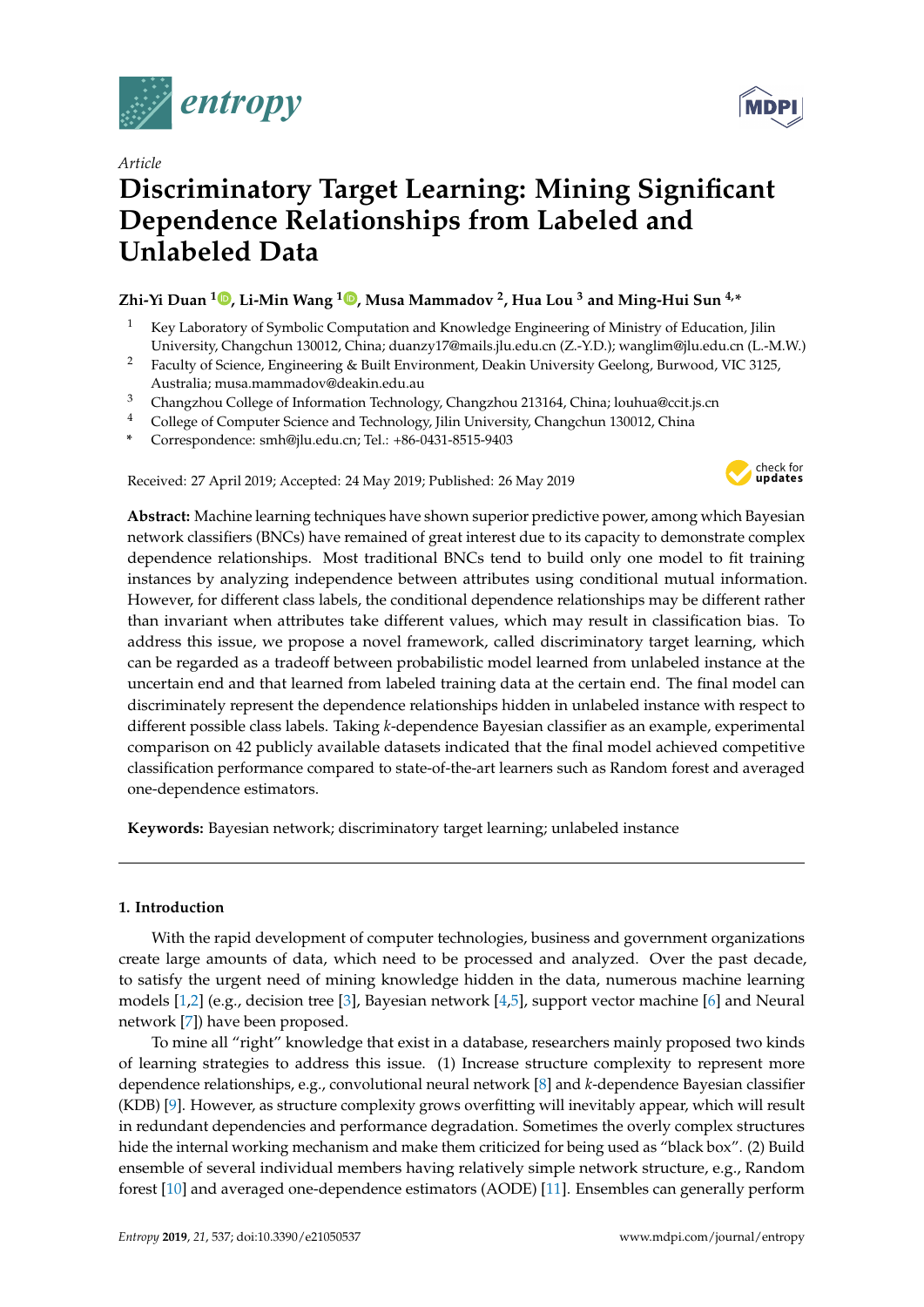*Article*

# Discriminatory Target Learning: Mining Significant Dependence Relationships from Labeled and Unlabeled Data

**Zhi-Yi Duan [1], Li-Min Wang [1], Musa Mammadov [2], Hua Lou [3] and Ming-Hui Sun [4,*]**

1. Key Laboratory of Symbolic Computation and Knowledge Engineering of Ministry of Education, Jilin University, Changchun 130012, China; duanzy17@mails.jlu.edu.cn (Z.-Y.D.); wanglim@jlu.edu.cn (L.-M.W.)
2. Faculty of Science, Engineering & Built Environment, Deakin University Geelong, Burwood, VIC 3125, Australia; musa.mammadov@deakin.edu.au
3. Changzhou College of Information Technology, Changzhou 213164, China; louhua@ccit.js.cn
4. College of Computer Science and Technology, Jilin University, Changchun 130012, China

\* Correspondence: smh@jlu.edu.cn; Tel.: +86-0431-8515-9403

Received: 27 April 2019; Accepted: 24 May 2019; Published: 26 May 2019

**Abstract:** Machine learning techniques have shown superior predictive power, among which Bayesian network classifiers (BNCs) have remained of great interest due to its capacity to demonstrate complex dependence relationships. Most traditional BNCs tend to build only one model to fit training instances by analyzing independence between attributes using conditional mutual information. However, for different class labels, the conditional dependence relationships may be different rather than invariant when attributes take different values, which may result in classification bias. To address this issue, we propose a novel framework, called discriminatory target learning, which can be regarded as a tradeoff between probabilistic model learned from unlabeled instance at the uncertain end and that learned from labeled training data at the certain end. The final model can discriminately represent the dependence relationships hidden in unlabeled instance with respect to different possible class labels. Taking *k*-dependence Bayesian classifier as an example, experimental comparison on 42 publicly available datasets indicated that the final model achieved competitive classification performance compared to state-of-the-art learners such as Random forest and averaged one-dependence estimators.

**Keywords:** Bayesian network; discriminatory target learning; unlabeled instance

## 1. Introduction

With the rapid development of computer technologies, business and government organizations create large amounts of data, which need to be processed and analyzed. Over the past decade, to satisfy the urgent need of mining knowledge hidden in the data, numerous machine learning models [1,2] (e.g., decision tree [3], Bayesian network [4,5], support vector machine [6] and Neural network [7]) have been proposed.

To mine all "right" knowledge that exist in a database, researchers mainly proposed two kinds of learning strategies to address this issue. (1) Increase structure complexity to represent more dependence relationships, e.g., convolutional neural network [8] and *k*-dependence Bayesian classifier (KDB) [9]. However, as structure complexity grows overfitting will inevitably appear, which will result in redundant dependencies and performance degradation. Sometimes the overly complex structures hide the internal working mechanism and make them criticized for being used as "black box". (2) Build ensemble of several individual members having relatively simple network structure, e.g., Random forest [10] and averaged one-dependence estimators (AODE) [11]. Ensembles can generally perform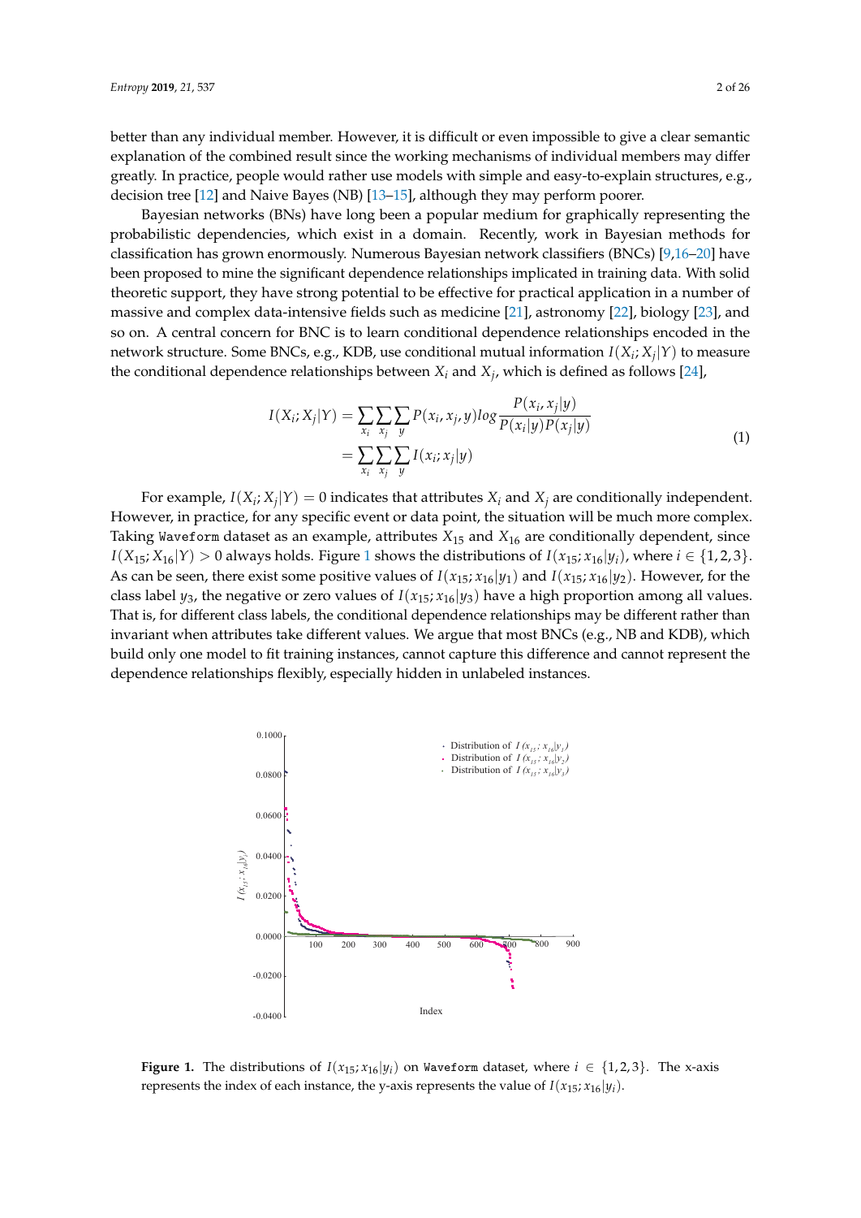better than any individual member. However, it is difficult or even impossible to give a clear semantic explanation of the combined result since the working mechanisms of individual members may differ greatly. In practice, people would rather use models with simple and easy-to-explain structures, e.g., decision tree [12] and Naive Bayes (NB) [13–15], although they may perform poorer.

Bayesian networks (BNs) have long been a popular medium for graphically representing the probabilistic dependencies, which exist in a domain. Recently, work in Bayesian methods for classification has grown enormously. Numerous Bayesian network classifiers (BNCs) [9,16–20] have been proposed to mine the significant dependence relationships implicated in training data. With solid theoretic support, they have strong potential to be effective for practical application in a number of massive and complex data-intensive fields such as medicine [21], astronomy [22], biology [23], and so on. A central concern for BNC is to learn conditional dependence relationships encoded in the network structure. Some BNCs, e.g., KDB, use conditional mutual information $I(X_i;X_j|Y)$ to measure the conditional dependence relationships between $X_i$ and $X_j$, which is defined as follows [24],

$$
\begin{aligned}
I(X_i;X_j|Y) &= \sum_{x_i}\sum_{x_j}\sum_{y} P(x_i,x_j,y)log\frac{P(x_i,x_j|y)}{P(x_i|y)P(x_j|y)} \\
&= \sum_{x_i}\sum_{x_j}\sum_{y} I(x_i;x_j|y)
\end{aligned}
\tag{1}
$$

For example, $I(X_i;X_j|Y)=0$ indicates that attributes $X_i$ and $X_j$ are conditionally independent. However, in practice, for any specific event or data point, the situation will be much more complex. Taking `Waveform` dataset as an example, attributes $X_{15}$ and $X_{16}$ are conditionally dependent, since $I(X_{15};X_{16}|Y)>0$ always holds. Figure 1 shows the distributions of $I(x_{15};x_{16}|y_i)$, where $i\in\{1,2,3\}$. As can be seen, there exist some positive values of $I(x_{15};x_{16}|y_1)$ and $I(x_{15};x_{16}|y_2)$. However, for the class label $y_3$, the negative or zero values of $I(x_{15};x_{16}|y_3)$ have a high proportion among all values. That is, for different class labels, the conditional dependence relationships may be different rather than invariant when attributes take different values. We argue that most BNCs (e.g., NB and KDB), which build only one model to fit training instances, cannot capture this difference and cannot represent the dependence relationships flexibly, especially hidden in unlabeled instances.

**Figure 1.** The distributions of $I(x_{15};x_{16}|y_i)$ on `Waveform` dataset, where $i\in\{1,2,3\}$. The x-axis represents the index of each instance, the y-axis represents the value of $I(x_{15};x_{16}|y_i)$.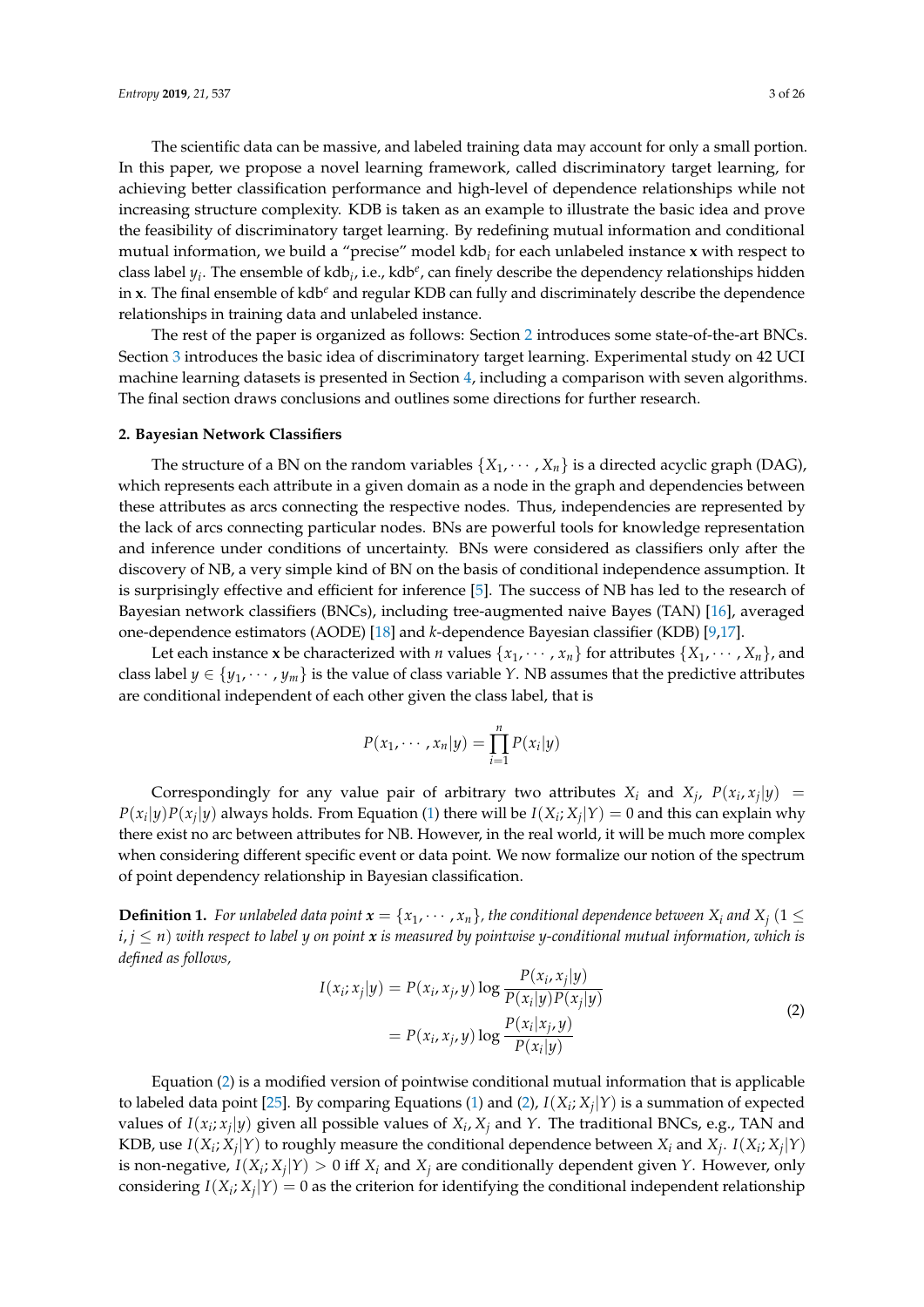The scientific data can be massive, and labeled training data may account for only a small portion. In this paper, we propose a novel learning framework, called discriminatory target learning, for achieving better classification performance and high-level of dependence relationships while not increasing structure complexity. KDB is taken as an example to illustrate the basic idea and prove the feasibility of discriminatory target learning. By redefining mutual information and conditional mutual information, we build a "precise" model $\text{kdb}_i$ for each unlabeled instance $\mathbf{x}$ with respect to class label $y_i$. The ensemble of $\text{kdb}_i$, i.e., $\text{kdb}^e$, can finely describe the dependency relationships hidden in $\mathbf{x}$. The final ensemble of $\text{kdb}^e$ and regular KDB can fully and discriminately describe the dependence relationships in training data and unlabeled instance.

The rest of the paper is organized as follows: Section 2 introduces some state-of-the-art BNCs. Section 3 introduces the basic idea of discriminatory target learning. Experimental study on 42 UCI machine learning datasets is presented in Section 4, including a comparison with seven algorithms. The final section draws conclusions and outlines some directions for further research.

## 2. Bayesian Network Classifiers

The structure of a BN on the random variables $\{X_1, \cdots, X_n\}$ is a directed acyclic graph (DAG), which represents each attribute in a given domain as a node in the graph and dependencies between these attributes as arcs connecting the respective nodes. Thus, independencies are represented by the lack of arcs connecting particular nodes. BNs are powerful tools for knowledge representation and inference under conditions of uncertainty. BNs were considered as classifiers only after the discovery of NB, a very simple kind of BN on the basis of conditional independence assumption. It is surprisingly effective and efficient for inference [5]. The success of NB has led to the research of Bayesian network classifiers (BNCs), including tree-augmented naive Bayes (TAN) [16], averaged one-dependence estimators (AODE) [18] and $k$-dependence Bayesian classifier (KDB) [9,17].

Let each instance $\mathbf{x}$ be characterized with $n$ values $\{x_1, \cdots, x_n\}$ for attributes $\{X_1, \cdots, X_n\}$, and class label $y \in \{y_1, \cdots, y_m\}$ is the value of class variable $Y$. NB assumes that the predictive attributes are conditional independent of each other given the class label, that is

$$P(x_1, \cdots, x_n|y) = \prod_{i=1}^{n} P(x_i|y)$$

Correspondingly for any value pair of arbitrary two attributes $X_i$ and $X_j$, $P(x_i, x_j|y) = P(x_i|y)P(x_j|y)$ always holds. From Equation (1) there will be $I(X_i; X_j|Y) = 0$ and this can explain why there exist no arc between attributes for NB. However, in the real world, it will be much more complex when considering different specific event or data point. We now formalize our notion of the spectrum of point dependency relationship in Bayesian classification.

**Definition 1.** *For unlabeled data point $\mathbf{x} = \{x_1, \cdots, x_n\}$, the conditional dependence between $X_i$ and $X_j$ ($1 \leq i, j \leq n$) with respect to label $y$ on point $\mathbf{x}$ is measured by pointwise $y$-conditional mutual information, which is defined as follows,*

$$\begin{aligned} I(x_i; x_j|y) &= P(x_i, x_j, y) \log \frac{P(x_i, x_j|y)}{P(x_i|y)P(x_j|y)} \\ &= P(x_i, x_j, y) \log \frac{P(x_i|x_j, y)}{P(x_i|y)} \end{aligned} \tag{2}$$

Equation (2) is a modified version of pointwise conditional mutual information that is applicable to labeled data point [25]. By comparing Equations (1) and (2), $I(X_i; X_j|Y)$ is a summation of expected values of $I(x_i; x_j|y)$ given all possible values of $X_i$, $X_j$ and $Y$. The traditional BNCs, e.g., TAN and KDB, use $I(X_i; X_j|Y)$ to roughly measure the conditional dependence between $X_i$ and $X_j$. $I(X_i; X_j|Y)$ is non-negative, $I(X_i; X_j|Y) > 0$ iff $X_i$ and $X_j$ are conditionally dependent given $Y$. However, only considering $I(X_i; X_j|Y) = 0$ as the criterion for identifying the conditional independent relationship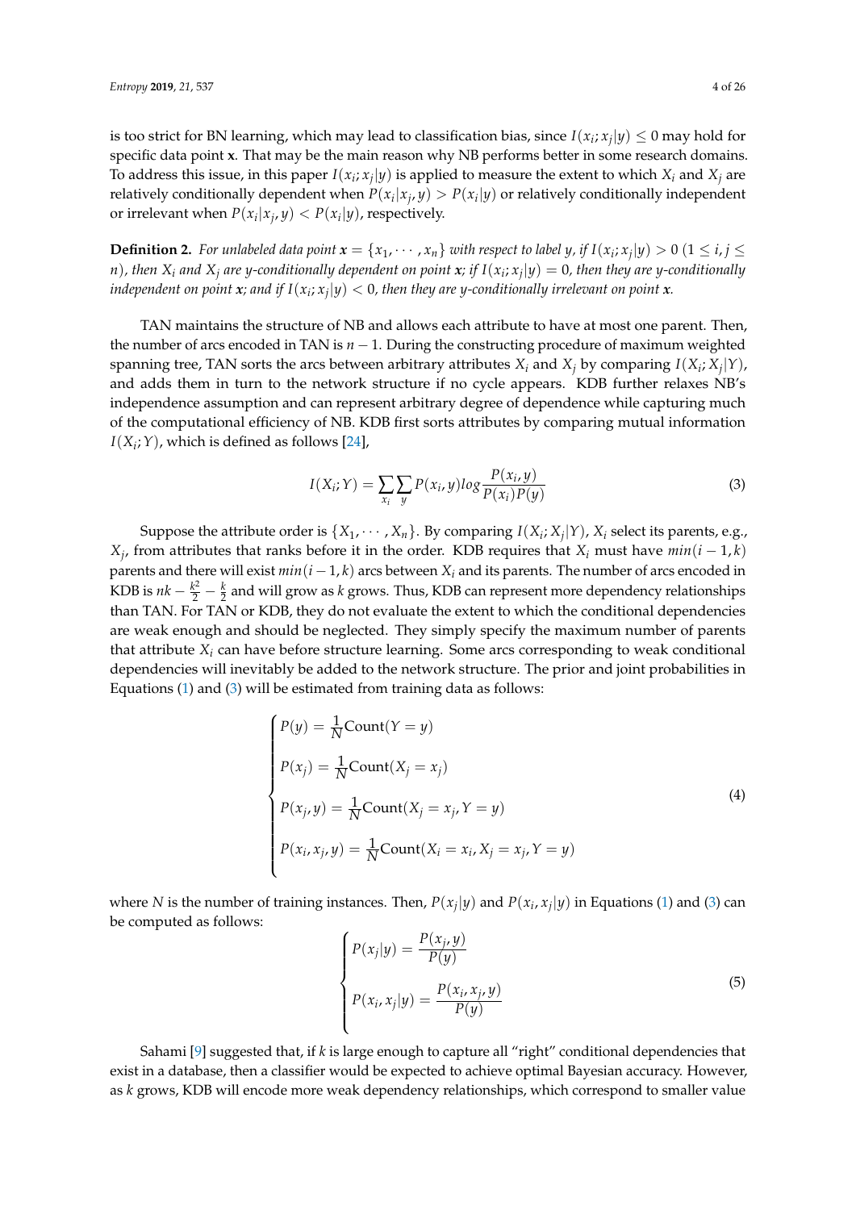is too strict for BN learning, which may lead to classification bias, since $I(x_i; x_j|y) \leq 0$ may hold for specific data point **x**. That may be the main reason why NB performs better in some research domains. To address this issue, in this paper $I(x_i; x_j|y)$ is applied to measure the extent to which $X_i$ and $X_j$ are relatively conditionally dependent when $P(x_i|x_j, y) > P(x_i|y)$ or relatively conditionally independent or irrelevant when $P(x_i|x_j, y) < P(x_i|y)$, respectively.

**Definition 2.** *For unlabeled data point $\mathbf{x} = \{x_1, \cdots, x_n\}$ with respect to label $y$, if $I(x_i; x_j|y) > 0$ $(1 \leq i, j \leq n)$, then $X_i$ and $X_j$ are y-conditionally dependent on point $\mathbf{x}$; if $I(x_i; x_j|y) = 0$, then they are y-conditionally independent on point $\mathbf{x}$; and if $I(x_i; x_j|y) < 0$, then they are y-conditionally irrelevant on point $\mathbf{x}$.*

TAN maintains the structure of NB and allows each attribute to have at most one parent. Then, the number of arcs encoded in TAN is $n - 1$. During the constructing procedure of maximum weighted spanning tree, TAN sorts the arcs between arbitrary attributes $X_i$ and $X_j$ by comparing $I(X_i; X_j|Y)$, and adds them in turn to the network structure if no cycle appears. KDB further relaxes NB's independence assumption and can represent arbitrary degree of dependence while capturing much of the computational efficiency of NB. KDB first sorts attributes by comparing mutual information $I(X_i; Y)$, which is defined as follows [24],

$$I(X_i; Y) = \sum_{x_i} \sum_{y} P(x_i, y) log \frac{P(x_i, y)}{P(x_i)P(y)} \tag{3}$$

Suppose the attribute order is $\{X_1, \cdots, X_n\}$. By comparing $I(X_i; X_j|Y)$, $X_i$ select its parents, e.g., $X_j$, from attributes that ranks before it in the order. KDB requires that $X_i$ must have $min(i-1, k)$ parents and there will exist $min(i-1, k)$ arcs between $X_i$ and its parents. The number of arcs encoded in KDB is $nk - \frac{k^2}{2} - \frac{k}{2}$ and will grow as $k$ grows. Thus, KDB can represent more dependency relationships than TAN. For TAN or KDB, they do not evaluate the extent to which the conditional dependencies are weak enough and should be neglected. They simply specify the maximum number of parents that attribute $X_i$ can have before structure learning. Some arcs corresponding to weak conditional dependencies will inevitably be added to the network structure. The prior and joint probabilities in Equations (1) and (3) will be estimated from training data as follows:

$$\begin{cases} P(y) = \dfrac{1}{N}\text{Count}(Y = y) \\ P(x_j) = \dfrac{1}{N}\text{Count}(X_j = x_j) \\ P(x_j, y) = \dfrac{1}{N}\text{Count}(X_j = x_j, Y = y) \\ P(x_i, x_j, y) = \dfrac{1}{N}\text{Count}(X_i = x_i, X_j = x_j, Y = y) \end{cases} \tag{4}$$

where $N$ is the number of training instances. Then, $P(x_j|y)$ and $P(x_i, x_j|y)$ in Equations (1) and (3) can be computed as follows:

$$\begin{cases} P(x_j|y) = \dfrac{P(x_j, y)}{P(y)} \\ P(x_i, x_j|y) = \dfrac{P(x_i, x_j, y)}{P(y)} \end{cases} \tag{5}$$

Sahami [9] suggested that, if $k$ is large enough to capture all "right" conditional dependencies that exist in a database, then a classifier would be expected to achieve optimal Bayesian accuracy. However, as $k$ grows, KDB will encode more weak dependency relationships, which correspond to smaller value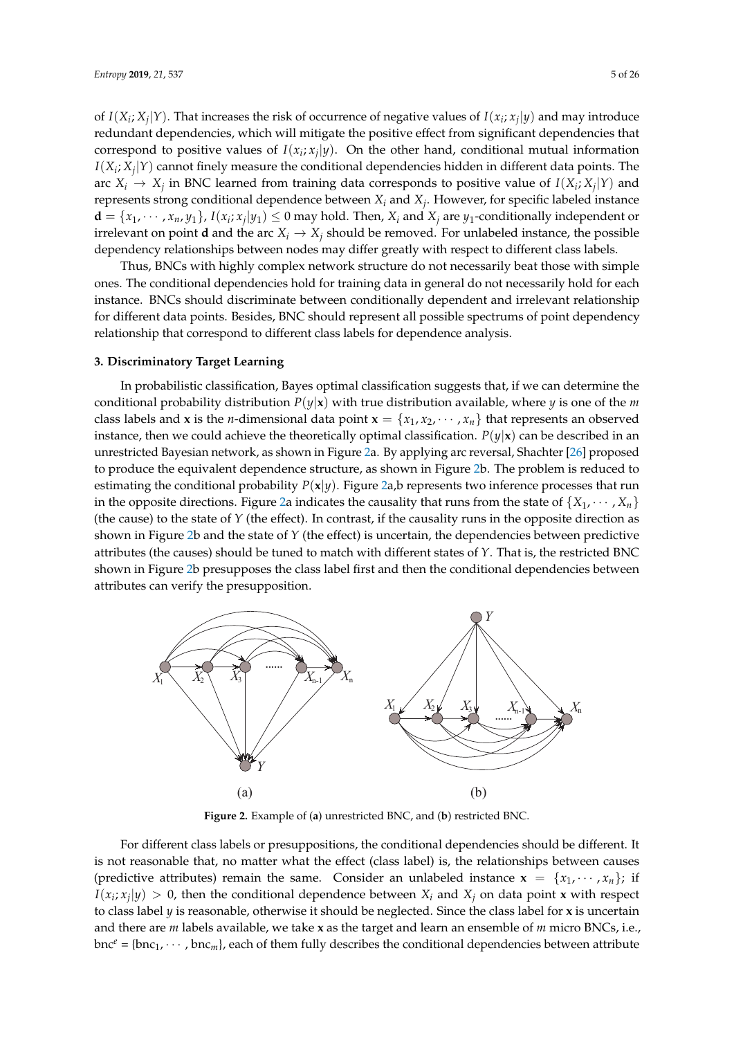of $I(X_i;X_j|Y)$. That increases the risk of occurrence of negative values of $I(x_i;x_j|y)$ and may introduce redundant dependencies, which will mitigate the positive effect from significant dependencies that correspond to positive values of $I(x_i;x_j|y)$. On the other hand, conditional mutual information $I(X_i;X_j|Y)$ cannot finely measure the conditional dependencies hidden in different data points. The arc $X_i \rightarrow X_j$ in BNC learned from training data corresponds to positive value of $I(X_i;X_j|Y)$ and represents strong conditional dependence between $X_i$ and $X_j$. However, for specific labeled instance $\mathbf{d} = \{x_1, \cdots, x_n, y_1\}$, $I(x_i;x_j|y_1) \leq 0$ may hold. Then, $X_i$ and $X_j$ are $y_1$-conditionally independent or irrelevant on point $\mathbf{d}$ and the arc $X_i \rightarrow X_j$ should be removed. For unlabeled instance, the possible dependency relationships between nodes may differ greatly with respect to different class labels.

Thus, BNCs with highly complex network structure do not necessarily beat those with simple ones. The conditional dependencies hold for training data in general do not necessarily hold for each instance. BNCs should discriminate between conditionally dependent and irrelevant relationship for different data points. Besides, BNC should represent all possible spectrums of point dependency relationship that correspond to different class labels for dependence analysis.

## 3. Discriminatory Target Learning

In probabilistic classification, Bayes optimal classification suggests that, if we can determine the conditional probability distribution $P(y|\mathbf{x})$ with true distribution available, where $y$ is one of the $m$ class labels and $\mathbf{x}$ is the $n$-dimensional data point $\mathbf{x} = \{x_1, x_2, \cdots, x_n\}$ that represents an observed instance, then we could achieve the theoretically optimal classification. $P(y|\mathbf{x})$ can be described in an unrestricted Bayesian network, as shown in Figure 2a. By applying arc reversal, Shachter [26] proposed to produce the equivalent dependence structure, as shown in Figure 2b. The problem is reduced to estimating the conditional probability $P(\mathbf{x}|y)$. Figure 2a,b represents two inference processes that run in the opposite directions. Figure 2a indicates the causality that runs from the state of $\{X_1, \cdots, X_n\}$ (the cause) to the state of $Y$ (the effect). In contrast, if the causality runs in the opposite direction as shown in Figure 2b and the state of $Y$ (the effect) is uncertain, the dependencies between predictive attributes (the causes) should be tuned to match with different states of $Y$. That is, the restricted BNC shown in Figure 2b presupposes the class label first and then the conditional dependencies between attributes can verify the presupposition.

**Figure 2.** Example of (**a**) unrestricted BNC, and (**b**) restricted BNC.

For different class labels or presuppositions, the conditional dependencies should be different. It is not reasonable that, no matter what the effect (class label) is, the relationships between causes (predictive attributes) remain the same. Consider an unlabeled instance $\mathbf{x} = \{x_1, \cdots, x_n\}$; if $I(x_i;x_j|y) > 0$, then the conditional dependence between $X_i$ and $X_j$ on data point $\mathbf{x}$ with respect to class label $y$ is reasonable, otherwise it should be neglected. Since the class label for $\mathbf{x}$ is uncertain and there are $m$ labels available, we take $\mathbf{x}$ as the target and learn an ensemble of $m$ micro BNCs, i.e., $\text{bnc}^e = \{\text{bnc}_1, \cdots, \text{bnc}_m\}$, each of them fully describes the conditional dependencies between attribute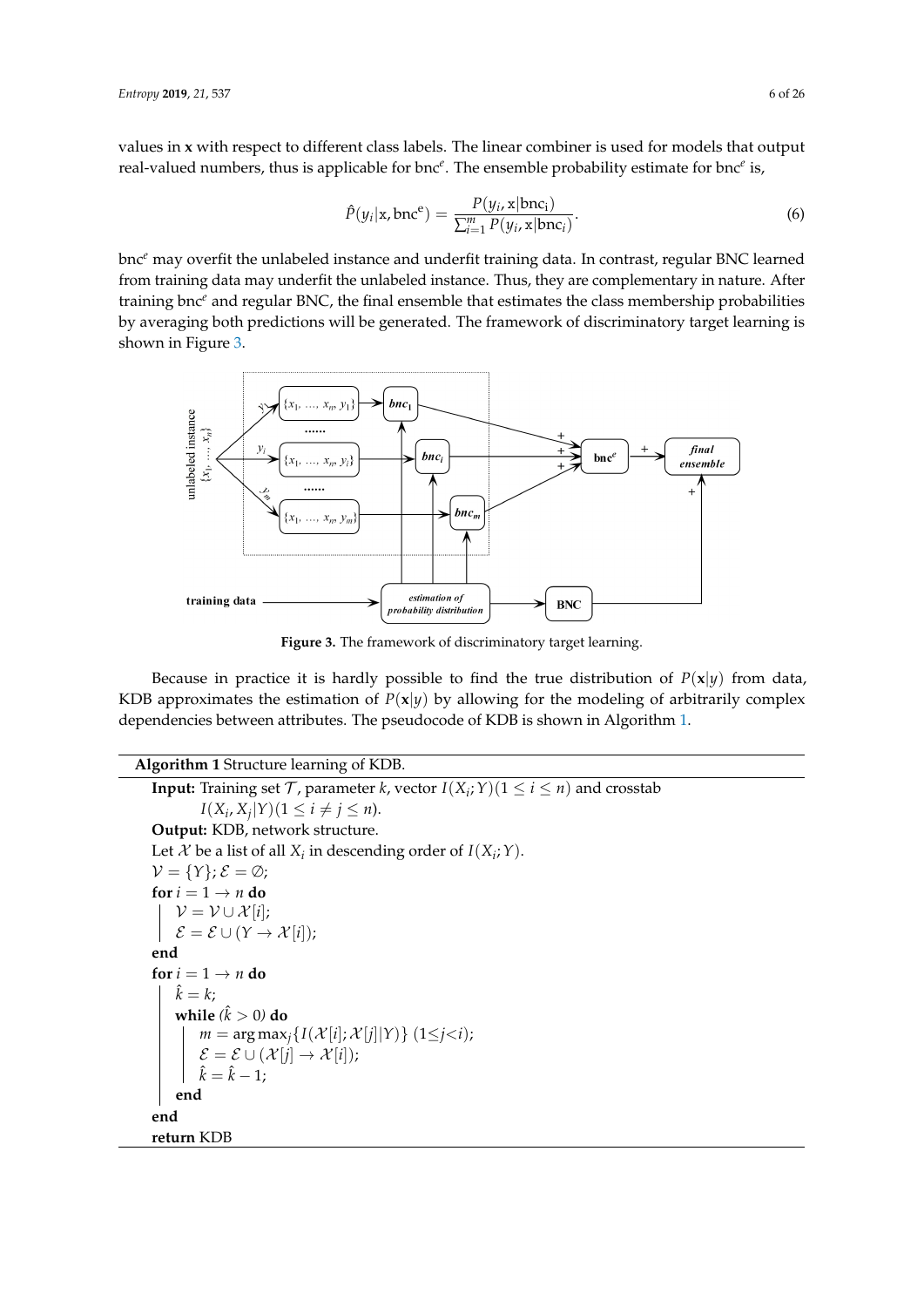values in **x** with respect to different class labels. The linear combiner is used for models that output real-valued numbers, thus is applicable for bnc$^e$. The ensemble probability estimate for bnc$^e$ is,

$$\hat{P}(y_i|\mathrm{x}, \mathrm{bnc^e}) = \frac{P(y_i, \mathrm{x}|\mathrm{bnc_i})}{\sum_{i=1}^{m} P(y_i, \mathrm{x}|\mathrm{bnc}_i)}. \tag{6}$$

bnc$^e$ may overfit the unlabeled instance and underfit training data. In contrast, regular BNC learned from training data may underfit the unlabeled instance. Thus, they are complementary in nature. After training bnc$^e$ and regular BNC, the final ensemble that estimates the class membership probabilities by averaging both predictions will be generated. The framework of discriminatory target learning is shown in Figure 3.

**Figure 3.** The framework of discriminatory target learning.

Because in practice it is hardly possible to find the true distribution of $P(\mathbf{x}|y)$ from data, KDB approximates the estimation of $P(\mathbf{x}|y)$ by allowing for the modeling of arbitrarily complex dependencies between attributes. The pseudocode of KDB is shown in Algorithm 1.

**Algorithm 1** Structure learning of KDB.

```
Input: Training set T, parameter k, vector I(X_i;Y)(1 ≤ i ≤ n) and crosstab
       I(X_i, X_j|Y)(1 ≤ i ≠ j ≤ n).
Output: KDB, network structure.
Let X be a list of all X_i in descending order of I(X_i;Y).
V = {Y}; E = ∅;
for i = 1 → n do
    V = V ∪ X[i];
    E = E ∪ (Y → X[i]);
end
for i = 1 → n do
    k̂ = k;
    while (k̂ > 0) do
        m = argmax_j {I(X[i]; X[j]|Y)} (1≤j<i);
        E = E ∪ (X[j] → X[i]);
        k̂ = k̂ − 1;
    end
end
return KDB
```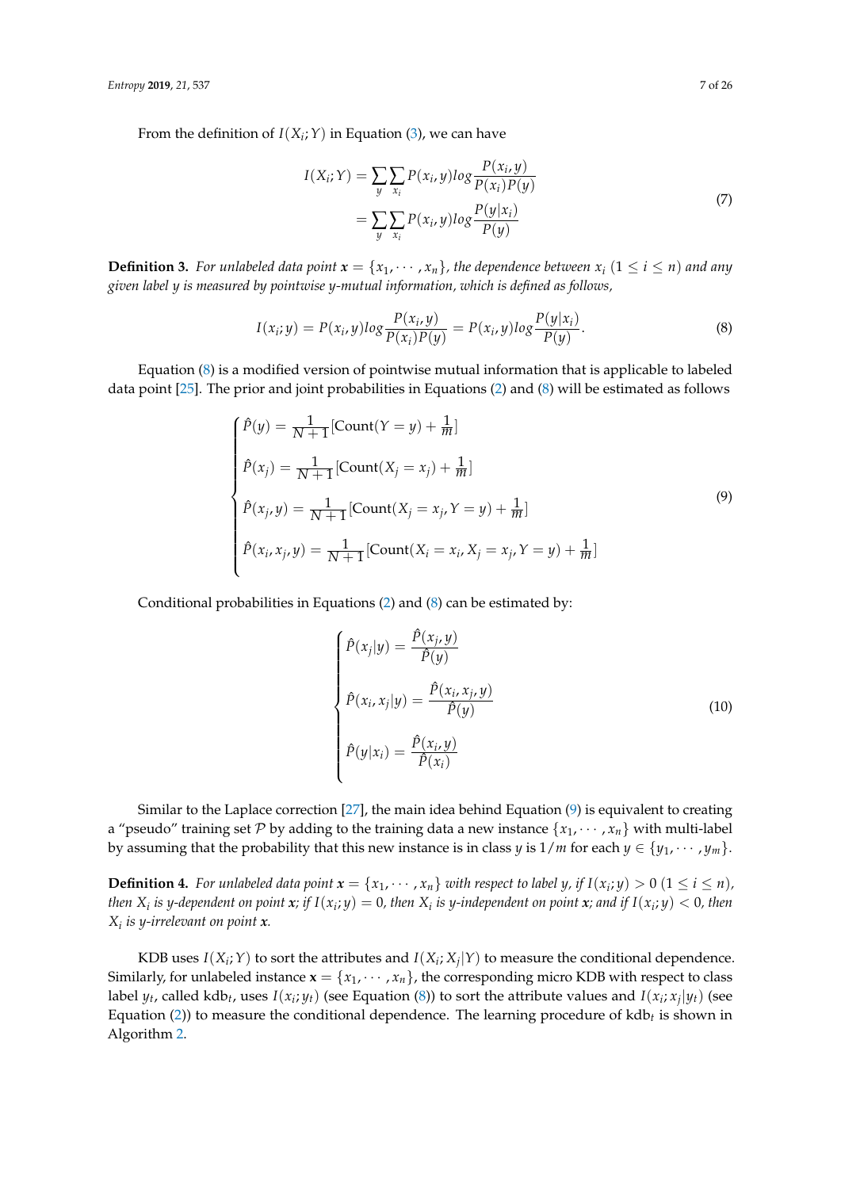From the definition of $I(X_i;Y)$ in Equation (3), we can have

$$
\begin{aligned}
I(X_i;Y) &= \sum_{y}\sum_{x_i} P(x_i,y) log \frac{P(x_i,y)}{P(x_i)P(y)} \\
&= \sum_{y}\sum_{x_i} P(x_i,y) log \frac{P(y|x_i)}{P(y)}
\end{aligned}
\tag{7}
$$

**Definition 3.** *For unlabeled data point $\boldsymbol{x} = \{x_1, \cdots, x_n\}$, the dependence between $x_i$ $(1 \leq i \leq n)$ and any given label $y$ is measured by pointwise y-mutual information, which is defined as follows,*

$$
I(x_i;y) = P(x_i,y) log \frac{P(x_i,y)}{P(x_i)P(y)} = P(x_i,y) log \frac{P(y|x_i)}{P(y)}. \tag{8}
$$

Equation (8) is a modified version of pointwise mutual information that is applicable to labeled data point [25]. The prior and joint probabilities in Equations (2) and (8) will be estimated as follows

$$
\begin{cases}
\hat{P}(y) = \dfrac{1}{N+1}[\text{Count}(Y=y) + \dfrac{1}{m}] \\
\hat{P}(x_j) = \dfrac{1}{N+1}[\text{Count}(X_j=x_j) + \dfrac{1}{m}] \\
\hat{P}(x_j,y) = \dfrac{1}{N+1}[\text{Count}(X_j=x_j, Y=y) + \dfrac{1}{m}] \\
\hat{P}(x_i,x_j,y) = \dfrac{1}{N+1}[\text{Count}(X_i=x_i, X_j=x_j, Y=y) + \dfrac{1}{m}]
\end{cases}
\tag{9}
$$

Conditional probabilities in Equations (2) and (8) can be estimated by:

$$
\begin{cases}
\hat{P}(x_j|y) = \dfrac{\hat{P}(x_j,y)}{\hat{P}(y)} \\
\hat{P}(x_i,x_j|y) = \dfrac{\hat{P}(x_i,x_j,y)}{\hat{P}(y)} \\
\hat{P}(y|x_i) = \dfrac{\hat{P}(x_i,y)}{\hat{P}(x_i)}
\end{cases}
\tag{10}
$$

Similar to the Laplace correction [27], the main idea behind Equation (9) is equivalent to creating a "pseudo" training set $\mathcal{P}$ by adding to the training data a new instance $\{x_1, \cdots, x_n\}$ with multi-label by assuming that the probability that this new instance is in class $y$ is $1/m$ for each $y \in \{y_1, \cdots, y_m\}$.

**Definition 4.** *For unlabeled data point $\boldsymbol{x} = \{x_1, \cdots, x_n\}$ with respect to label $y$, if $I(x_i;y) > 0$ $(1 \leq i \leq n)$, then $X_i$ is y-dependent on point $\boldsymbol{x}$; if $I(x_i;y) = 0$, then $X_i$ is y-independent on point $\boldsymbol{x}$; and if $I(x_i;y) < 0$, then $X_i$ is y-irrelevant on point $\boldsymbol{x}$.*

KDB uses $I(X_i;Y)$ to sort the attributes and $I(X_i;X_j|Y)$ to measure the conditional dependence. Similarly, for unlabeled instance $\mathbf{x} = \{x_1, \cdots, x_n\}$, the corresponding micro KDB with respect to class label $y_t$, called kdb$_t$, uses $I(x_i;y_t)$ (see Equation (8)) to sort the attribute values and $I(x_i;x_j|y_t)$ (see Equation (2)) to measure the conditional dependence. The learning procedure of kdb$_t$ is shown in Algorithm 2.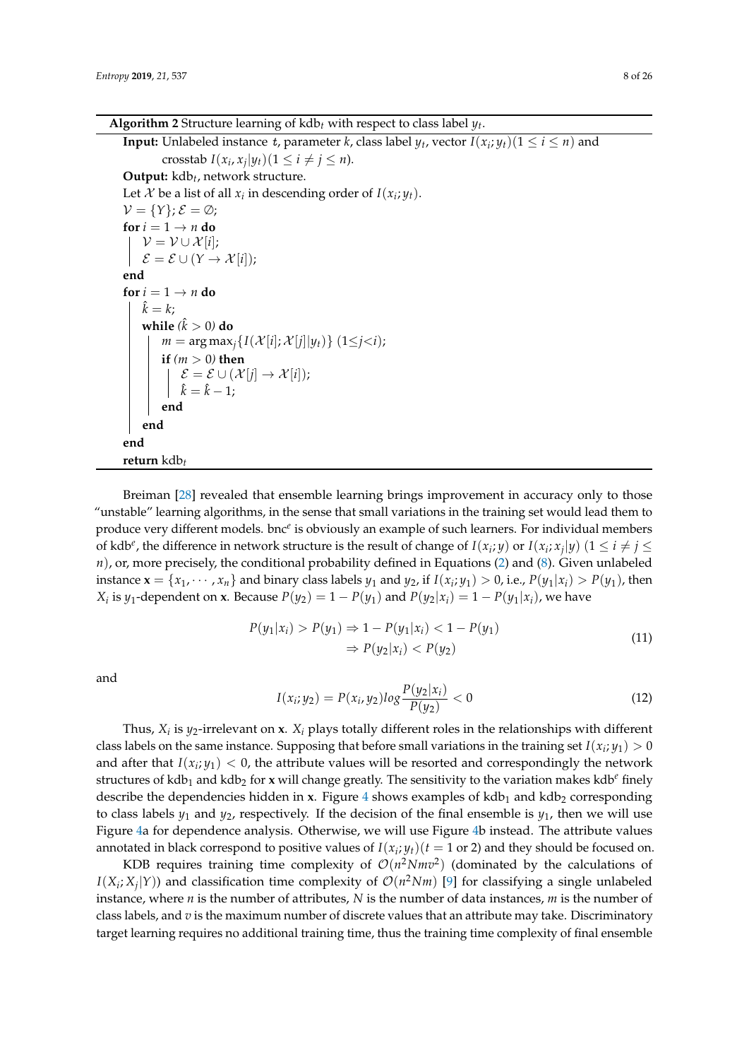**Algorithm 2** Structure learning of $\text{kdb}_t$ with respect to class label $y_t$.

**Input:** Unlabeled instance $t$, parameter $k$, class label $y_t$, vector $I(x_i; y_t)(1 \leq i \leq n)$ and crosstab $I(x_i, x_j|y_t)(1 \leq i \neq j \leq n)$.

**Output:** $\text{kdb}_t$, network structure.

```
Let 𝒳 be a list of all x_i in descending order of I(x_i; y_t).
𝒱 = {Y}; ℰ = ∅;
for i = 1 → n do
    𝒱 = 𝒱 ∪ 𝒳[i];
    ℰ = ℰ ∪ (Y → 𝒳[i]);
end
for i = 1 → n do
    k̂ = k;
    while (k̂ > 0) do
        m = arg max_j {I(𝒳[i]; 𝒳[j]|y_t)} (1≤j<i);
        if (m > 0) then
            ℰ = ℰ ∪ (𝒳[j] → 𝒳[i]);
            k̂ = k̂ − 1;
        end
    end
end
return kdb_t
```

Breiman [28] revealed that ensemble learning brings improvement in accuracy only to those "unstable" learning algorithms, in the sense that small variations in the training set would lead them to produce very different models. $\text{bnc}^e$ is obviously an example of such learners. For individual members of $\text{kdb}^e$, the difference in network structure is the result of change of $I(x_i; y)$ or $I(x_i; x_j|y)$ $(1 \leq i \neq j \leq n)$, or, more precisely, the conditional probability defined in Equations (2) and (8). Given unlabeled instance $\mathbf{x} = \{x_1, \cdots, x_n\}$ and binary class labels $y_1$ and $y_2$, if $I(x_i; y_1) > 0$, i.e., $P(y_1|x_i) > P(y_1)$, then $X_i$ is $y_1$-dependent on $\mathbf{x}$. Because $P(y_2) = 1 - P(y_1)$ and $P(y_2|x_i) = 1 - P(y_1|x_i)$, we have

$$
\begin{aligned}
P(y_1|x_i) > P(y_1) &\Rightarrow 1 - P(y_1|x_i) < 1 - P(y_1) \\
&\Rightarrow P(y_2|x_i) < P(y_2)
\end{aligned}
\tag{11}
$$

and

$$
I(x_i; y_2) = P(x_i, y_2) log \frac{P(y_2|x_i)}{P(y_2)} < 0 \tag{12}
$$

Thus, $X_i$ is $y_2$-irrelevant on $\mathbf{x}$. $X_i$ plays totally different roles in the relationships with different class labels on the same instance. Supposing that before small variations in the training set $I(x_i; y_1) > 0$ and after that $I(x_i; y_1) < 0$, the attribute values will be resorted and correspondingly the network structures of $\text{kdb}_1$ and $\text{kdb}_2$ for $\mathbf{x}$ will change greatly. The sensitivity to the variation makes $\text{kdb}^e$ finely describe the dependencies hidden in $\mathbf{x}$. Figure 4 shows examples of $\text{kdb}_1$ and $\text{kdb}_2$ corresponding to class labels $y_1$ and $y_2$, respectively. If the decision of the final ensemble is $y_1$, then we will use Figure 4a for dependence analysis. Otherwise, we will use Figure 4b instead. The attribute values annotated in black correspond to positive values of $I(x_i; y_t)(t = 1 \text{ or } 2)$ and they should be focused on.

KDB requires training time complexity of $\mathcal{O}(n^2Nmv^2)$ (dominated by the calculations of $I(X_i; X_j|Y)$) and classification time complexity of $\mathcal{O}(n^2Nm)$ [9] for classifying a single unlabeled instance, where $n$ is the number of attributes, $N$ is the number of data instances, $m$ is the number of class labels, and $v$ is the maximum number of discrete values that an attribute may take. Discriminatory target learning requires no additional training time, thus the training time complexity of final ensemble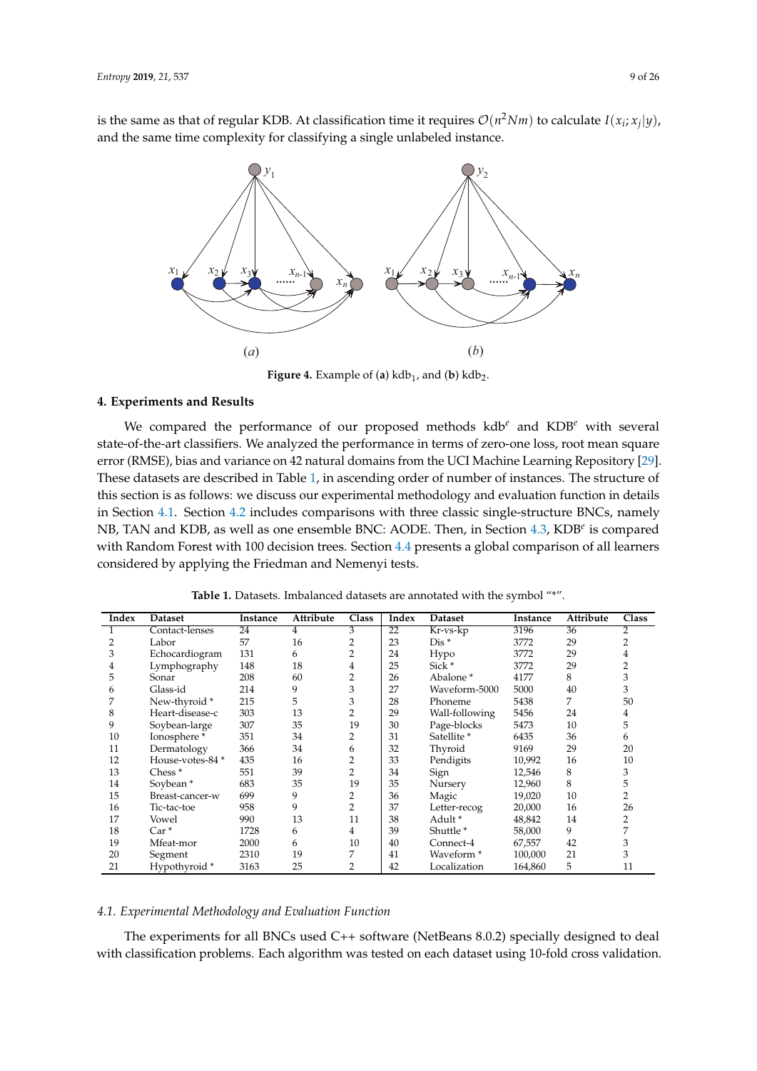is the same as that of regular KDB. At classification time it requires $\mathcal{O}(n^2Nm)$ to calculate $I(x_i; x_j|y)$, and the same time complexity for classifying a single unlabeled instance.

**Figure 4.** Example of (**a**) $\text{kdb}_1$, and (**b**) $\text{kdb}_2$.

## 4. Experiments and Results

We compared the performance of our proposed methods $\text{kdb}^e$ and $\text{KDB}^e$ with several state-of-the-art classifiers. We analyzed the performance in terms of zero-one loss, root mean square error (RMSE), bias and variance on 42 natural domains from the UCI Machine Learning Repository [29]. These datasets are described in Table 1, in ascending order of number of instances. The structure of this section is as follows: we discuss our experimental methodology and evaluation function in details in Section 4.1. Section 4.2 includes comparisons with three classic single-structure BNCs, namely NB, TAN and KDB, as well as one ensemble BNC: AODE. Then, in Section 4.3, $\text{KDB}^e$ is compared with Random Forest with 100 decision trees. Section 4.4 presents a global comparison of all learners considered by applying the Friedman and Nemenyi tests.

**Table 1.** Datasets. Imbalanced datasets are annotated with the symbol "*".

| Index | Dataset | Instance | Attribute | Class | Index | Dataset | Instance | Attribute | Class |
|---|---|---|---|---|---|---|---|---|---|
| 1 | Contact-lenses | 24 | 4 | 3 | 22 | Kr-vs-kp | 3196 | 36 | 2 |
| 2 | Labor | 57 | 16 | 2 | 23 | Dis * | 3772 | 29 | 2 |
| 3 | Echocardiogram | 131 | 6 | 2 | 24 | Hypo | 3772 | 29 | 4 |
| 4 | Lymphography | 148 | 18 | 4 | 25 | Sick * | 3772 | 29 | 2 |
| 5 | Sonar | 208 | 60 | 2 | 26 | Abalone * | 4177 | 8 | 3 |
| 6 | Glass-id | 214 | 9 | 3 | 27 | Waveform-5000 | 5000 | 40 | 3 |
| 7 | New-thyroid * | 215 | 5 | 3 | 28 | Phoneme | 5438 | 7 | 50 |
| 8 | Heart-disease-c | 303 | 13 | 2 | 29 | Wall-following | 5456 | 24 | 4 |
| 9 | Soybean-large | 307 | 35 | 19 | 30 | Page-blocks | 5473 | 10 | 5 |
| 10 | Ionosphere * | 351 | 34 | 2 | 31 | Satellite * | 6435 | 36 | 6 |
| 11 | Dermatology | 366 | 34 | 6 | 32 | Thyroid | 9169 | 29 | 20 |
| 12 | House-votes-84 * | 435 | 16 | 2 | 33 | Pendigits | 10,992 | 16 | 10 |
| 13 | Chess * | 551 | 39 | 2 | 34 | Sign | 12,546 | 8 | 3 |
| 14 | Soybean * | 683 | 35 | 19 | 35 | Nursery | 12,960 | 8 | 5 |
| 15 | Breast-cancer-w | 699 | 9 | 2 | 36 | Magic | 19,020 | 10 | 2 |
| 16 | Tic-tac-toe | 958 | 9 | 2 | 37 | Letter-recog | 20,000 | 16 | 26 |
| 17 | Vowel | 990 | 13 | 11 | 38 | Adult * | 48,842 | 14 | 2 |
| 18 | Car * | 1728 | 6 | 4 | 39 | Shuttle * | 58,000 | 9 | 7 |
| 19 | Mfeat-mor | 2000 | 6 | 10 | 40 | Connect-4 | 67,557 | 42 | 3 |
| 20 | Segment | 2310 | 19 | 7 | 41 | Waveform * | 100,000 | 21 | 3 |
| 21 | Hypothyroid * | 3163 | 25 | 2 | 42 | Localization | 164,860 | 5 | 11 |

### 4.1. Experimental Methodology and Evaluation Function

The experiments for all BNCs used C++ software (NetBeans 8.0.2) specially designed to deal with classification problems. Each algorithm was tested on each dataset using 10-fold cross validation.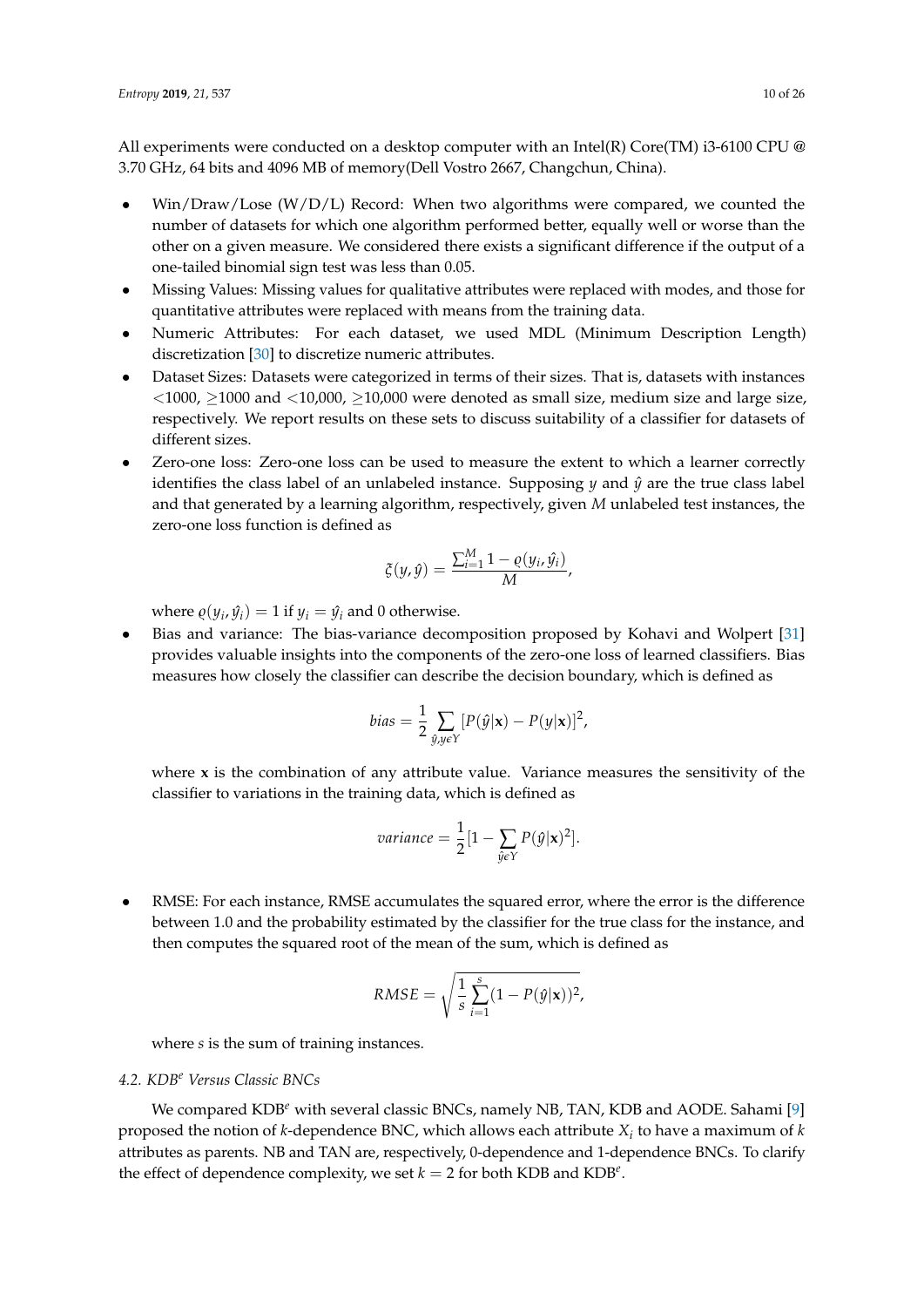All experiments were conducted on a desktop computer with an Intel(R) Core(TM) i3-6100 CPU @ 3.70 GHz, 64 bits and 4096 MB of memory(Dell Vostro 2667, Changchun, China).

- Win/Draw/Lose (W/D/L) Record: When two algorithms were compared, we counted the number of datasets for which one algorithm performed better, equally well or worse than the other on a given measure. We considered there exists a significant difference if the output of a one-tailed binomial sign test was less than 0.05.
- Missing Values: Missing values for qualitative attributes were replaced with modes, and those for quantitative attributes were replaced with means from the training data.
- Numeric Attributes: For each dataset, we used MDL (Minimum Description Length) discretization [30] to discretize numeric attributes.
- Dataset Sizes: Datasets were categorized in terms of their sizes. That is, datasets with instances $<$1000, $\geq$1000 and $<$10,000, $\geq$10,000 were denoted as small size, medium size and large size, respectively. We report results on these sets to discuss suitability of a classifier for datasets of different sizes.
- Zero-one loss: Zero-one loss can be used to measure the extent to which a learner correctly identifies the class label of an unlabeled instance. Supposing $y$ and $\hat{y}$ are the true class label and that generated by a learning algorithm, respectively, given $M$ unlabeled test instances, the zero-one loss function is defined as

$$\xi(y, \hat{y}) = \frac{\sum_{i=1}^{M} 1 - \varrho(y_i, \hat{y}_i)}{M},$$

  where $\varrho(y_i, \hat{y}_i) = 1$ if $y_i = \hat{y}_i$ and 0 otherwise.
- Bias and variance: The bias-variance decomposition proposed by Kohavi and Wolpert [31] provides valuable insights into the components of the zero-one loss of learned classifiers. Bias measures how closely the classifier can describe the decision boundary, which is defined as

$$bias = \frac{1}{2} \sum_{\hat{y}, y \epsilon Y} [P(\hat{y}|\mathbf{x}) - P(y|\mathbf{x})]^2,$$

  where $\mathbf{x}$ is the combination of any attribute value. Variance measures the sensitivity of the classifier to variations in the training data, which is defined as

$$variance = \frac{1}{2}[1 - \sum_{\hat{y} \epsilon Y} P(\hat{y}|\mathbf{x})^2].$$

- RMSE: For each instance, RMSE accumulates the squared error, where the error is the difference between 1.0 and the probability estimated by the classifier for the true class for the instance, and then computes the squared root of the mean of the sum, which is defined as

$$RMSE = \sqrt{\frac{1}{s} \sum_{i=1}^{s} (1 - P(\hat{y}|\mathbf{x}))^2},$$

  where $s$ is the sum of training instances.

### 4.2. KDB$^e$ Versus Classic BNCs

We compared KDB$^e$ with several classic BNCs, namely NB, TAN, KDB and AODE. Sahami [9] proposed the notion of $k$-dependence BNC, which allows each attribute $X_i$ to have a maximum of $k$ attributes as parents. NB and TAN are, respectively, 0-dependence and 1-dependence BNCs. To clarify the effect of dependence complexity, we set $k = 2$ for both KDB and KDB$^e$.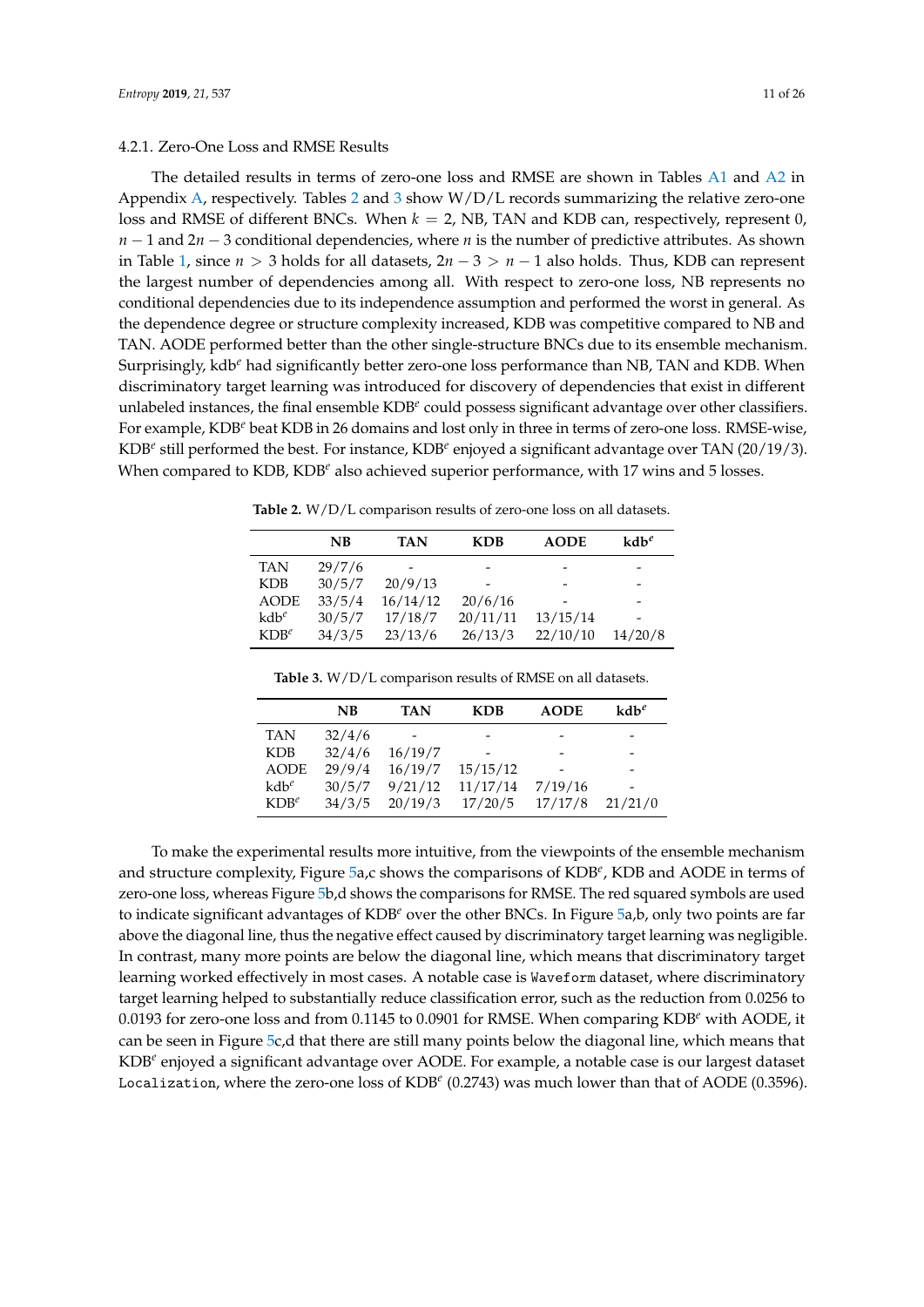#### 4.2.1. Zero-One Loss and RMSE Results

The detailed results in terms of zero-one loss and RMSE are shown in Tables A1 and A2 in Appendix A, respectively. Tables 2 and 3 show W/D/L records summarizing the relative zero-one loss and RMSE of different BNCs. When $k = 2$, NB, TAN and KDB can, respectively, represent 0, $n-1$ and $2n-3$ conditional dependencies, where $n$ is the number of predictive attributes. As shown in Table 1, since $n > 3$ holds for all datasets, $2n-3 > n-1$ also holds. Thus, KDB can represent the largest number of dependencies among all. With respect to zero-one loss, NB represents no conditional dependencies due to its independence assumption and performed the worst in general. As the dependence degree or structure complexity increased, KDB was competitive compared to NB and TAN. AODE performed better than the other single-structure BNCs due to its ensemble mechanism. Surprisingly, kdb$^e$ had significantly better zero-one loss performance than NB, TAN and KDB. When discriminatory target learning was introduced for discovery of dependencies that exist in different unlabeled instances, the final ensemble KDB$^e$ could possess significant advantage over other classifiers. For example, KDB$^e$ beat KDB in 26 domains and lost only in three in terms of zero-one loss. RMSE-wise, KDB$^e$ still performed the best. For instance, KDB$^e$ enjoyed a significant advantage over TAN (20/19/3). When compared to KDB, KDB$^e$ also achieved superior performance, with 17 wins and 5 losses.

**Table 2.** W/D/L comparison results of zero-one loss on all datasets.

| | NB | TAN | KDB | AODE | kdb$^e$ |
|---|---|---|---|---|---|
| TAN | 29/7/6 | - | - | - | - |
| KDB | 30/5/7 | 20/9/13 | - | - | - |
| AODE | 33/5/4 | 16/14/12 | 20/6/16 | - | - |
| kdb$^e$ | 30/5/7 | 17/18/7 | 20/11/11 | 13/15/14 | - |
| KDB$^e$ | 34/3/5 | 23/13/6 | 26/13/3 | 22/10/10 | 14/20/8 |

**Table 3.** W/D/L comparison results of RMSE on all datasets.

| | NB | TAN | KDB | AODE | kdb$^e$ |
|---|---|---|---|---|---|
| TAN | 32/4/6 | - | - | - | - |
| KDB | 32/4/6 | 16/19/7 | - | - | - |
| AODE | 29/9/4 | 16/19/7 | 15/15/12 | - | - |
| kdb$^e$ | 30/5/7 | 9/21/12 | 11/17/14 | 7/19/16 | - |
| KDB$^e$ | 34/3/5 | 20/19/3 | 17/20/5 | 17/17/8 | 21/21/0 |

To make the experimental results more intuitive, from the viewpoints of the ensemble mechanism and structure complexity, Figure 5a,c shows the comparisons of KDB$^e$, KDB and AODE in terms of zero-one loss, whereas Figure 5b,d shows the comparisons for RMSE. The red squared symbols are used to indicate significant advantages of KDB$^e$ over the other BNCs. In Figure 5a,b, only two points are far above the diagonal line, thus the negative effect caused by discriminatory target learning was negligible. In contrast, many more points are below the diagonal line, which means that discriminatory target learning worked effectively in most cases. A notable case is `Waveform` dataset, where discriminatory target learning helped to substantially reduce classification error, such as the reduction from 0.0256 to 0.0193 for zero-one loss and from 0.1145 to 0.0901 for RMSE. When comparing KDB$^e$ with AODE, it can be seen in Figure 5c,d that there are still many points below the diagonal line, which means that KDB$^e$ enjoyed a significant advantage over AODE. For example, a notable case is our largest dataset `Localization`, where the zero-one loss of KDB$^e$ (0.2743) was much lower than that of AODE (0.3596).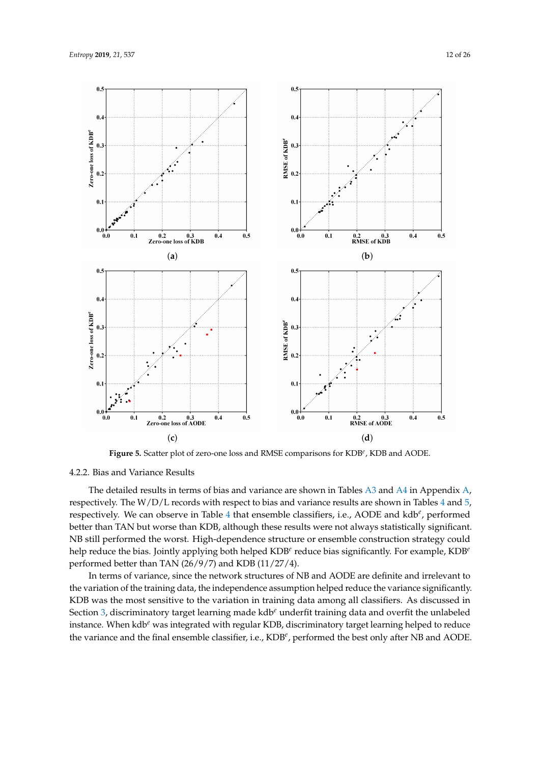**Figure 5.** Scatter plot of zero-one loss and RMSE comparisons for KDB$^e$, KDB and AODE.

#### 4.2.2. Bias and Variance Results

The detailed results in terms of bias and variance are shown in Tables A3 and A4 in Appendix A, respectively. The W/D/L records with respect to bias and variance results are shown in Tables 4 and 5, respectively. We can observe in Table 4 that ensemble classifiers, i.e., AODE and kdb$^e$, performed better than TAN but worse than KDB, although these results were not always statistically significant. NB still performed the worst. High-dependence structure or ensemble construction strategy could help reduce the bias. Jointly applying both helped KDB$^e$ reduce bias significantly. For example, KDB$^e$ performed better than TAN (26/9/7) and KDB (11/27/4).

In terms of variance, since the network structures of NB and AODE are definite and irrelevant to the variation of the training data, the independence assumption helped reduce the variance significantly. KDB was the most sensitive to the variation in training data among all classifiers. As discussed in Section 3, discriminatory target learning made kdb$^e$ underfit training data and overfit the unlabeled instance. When kdb$^e$ was integrated with regular KDB, discriminatory target learning helped to reduce the variance and the final ensemble classifier, i.e., KDB$^e$, performed the best only after NB and AODE.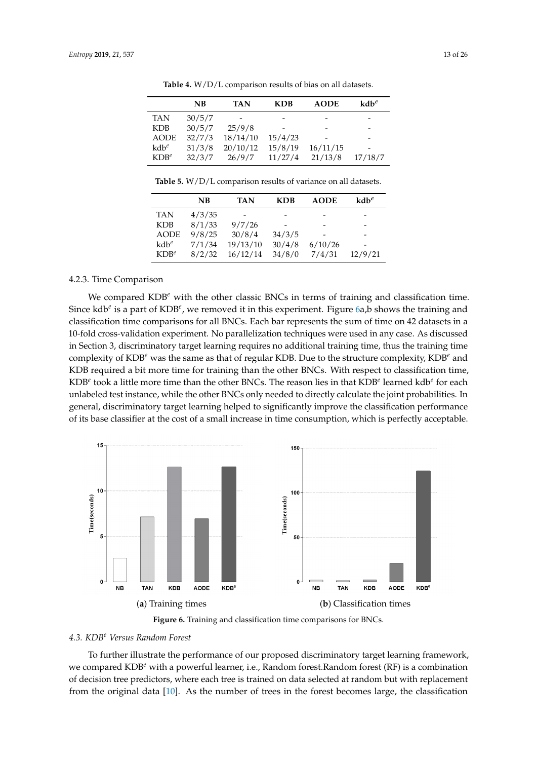**Table 4.** W/D/L comparison results of bias on all datasets.

| | NB | TAN | KDB | AODE | $kdb^e$ |
|---|---|---|---|---|---|
| TAN | 30/5/7 | - | - | - | - |
| KDB | 30/5/7 | 25/9/8 | - | - | - |
| AODE | 32/7/3 | 18/14/10 | 15/4/23 | - | - |
| $kdb^e$ | 31/3/8 | 20/10/12 | 15/8/19 | 16/11/15 | - |
| $KDB^e$ | 32/3/7 | 26/9/7 | 11/27/4 | 21/13/8 | 17/18/7 |

**Table 5.** W/D/L comparison results of variance on all datasets.

| | NB | TAN | KDB | AODE | $kdb^e$ |
|---|---|---|---|---|---|
| TAN | 4/3/35 | - | - | - | - |
| KDB | 8/1/33 | 9/7/26 | - | - | - |
| AODE | 9/8/25 | 30/8/4 | 34/3/5 | - | - |
| $kdb^e$ | 7/1/34 | 19/13/10 | 30/4/8 | 6/10/26 | - |
| $KDB^e$ | 8/2/32 | 16/12/14 | 34/8/0 | 7/4/31 | 12/9/21 |

### 4.2.3. Time Comparison

We compared $KDB^e$ with the other classic BNCs in terms of training and classification time. Since $kdb^e$ is a part of $KDB^e$, we removed it in this experiment. Figure 6a,b shows the training and classification time comparisons for all BNCs. Each bar represents the sum of time on 42 datasets in a 10-fold cross-validation experiment. No parallelization techniques were used in any case. As discussed in Section 3, discriminatory target learning requires no additional training time, thus the training time complexity of $KDB^e$ was the same as that of regular KDB. Due to the structure complexity, $KDB^e$ and KDB required a bit more time for training than the other BNCs. With respect to classification time, $KDB^e$ took a little more time than the other BNCs. The reason lies in that $KDB^e$ learned $kdb^e$ for each unlabeled test instance, while the other BNCs only needed to directly calculate the joint probabilities. In general, discriminatory target learning helped to significantly improve the classification performance of its base classifier at the cost of a small increase in time consumption, which is perfectly acceptable.

(**a**) Training times

(**b**) Classification times

**Figure 6.** Training and classification time comparisons for BNCs.

### *4.3. $KDB^e$ Versus Random Forest*

To further illustrate the performance of our proposed discriminatory target learning framework, we compared $KDB^e$ with a powerful learner, i.e., Random forest.Random forest (RF) is a combination of decision tree predictors, where each tree is trained on data selected at random but with replacement from the original data [10]. As the number of trees in the forest becomes large, the classification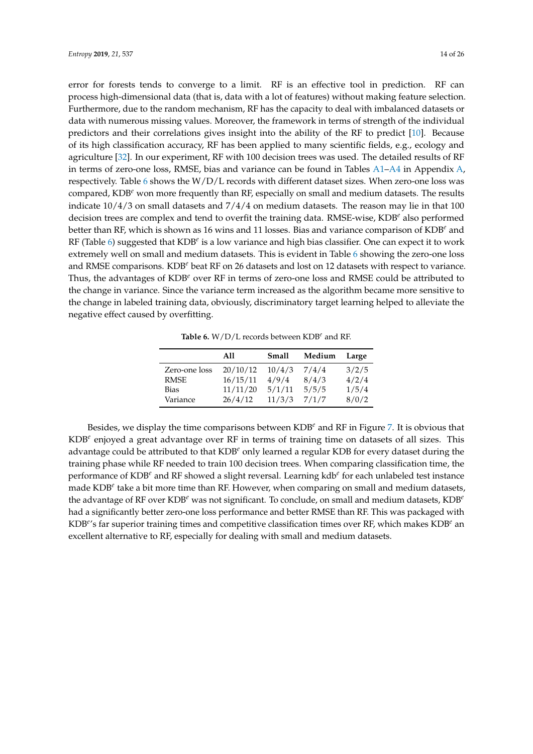error for forests tends to converge to a limit. RF is an effective tool in prediction. RF can process high-dimensional data (that is, data with a lot of features) without making feature selection. Furthermore, due to the random mechanism, RF has the capacity to deal with imbalanced datasets or data with numerous missing values. Moreover, the framework in terms of strength of the individual predictors and their correlations gives insight into the ability of the RF to predict [10]. Because of its high classification accuracy, RF has been applied to many scientific fields, e.g., ecology and agriculture [32]. In our experiment, RF with 100 decision trees was used. The detailed results of RF in terms of zero-one loss, RMSE, bias and variance can be found in Tables A1–A4 in Appendix A, respectively. Table 6 shows the W/D/L records with different dataset sizes. When zero-one loss was compared, KDB$^e$ won more frequently than RF, especially on small and medium datasets. The results indicate 10/4/3 on small datasets and 7/4/4 on medium datasets. The reason may lie in that 100 decision trees are complex and tend to overfit the training data. RMSE-wise, KDB$^e$ also performed better than RF, which is shown as 16 wins and 11 losses. Bias and variance comparison of KDB$^e$ and RF (Table 6) suggested that KDB$^e$ is a low variance and high bias classifier. One can expect it to work extremely well on small and medium datasets. This is evident in Table 6 showing the zero-one loss and RMSE comparisons. KDB$^e$ beat RF on 26 datasets and lost on 12 datasets with respect to variance. Thus, the advantages of KDB$^e$ over RF in terms of zero-one loss and RMSE could be attributed to the change in variance. Since the variance term increased as the algorithm became more sensitive to the change in labeled training data, obviously, discriminatory target learning helped to alleviate the negative effect caused by overfitting.

**Table 6.** W/D/L records between KDB$^e$ and RF.

| | All | Small | Medium | Large |
|---|---|---|---|---|
| Zero-one loss | 20/10/12 | 10/4/3 | 7/4/4 | 3/2/5 |
| RMSE | 16/15/11 | 4/9/4 | 8/4/3 | 4/2/4 |
| Bias | 11/11/20 | 5/1/11 | 5/5/5 | 1/5/4 |
| Variance | 26/4/12 | 11/3/3 | 7/1/7 | 8/0/2 |

Besides, we display the time comparisons between KDB$^e$ and RF in Figure 7. It is obvious that KDB$^e$ enjoyed a great advantage over RF in terms of training time on datasets of all sizes. This advantage could be attributed to that KDB$^e$ only learned a regular KDB for every dataset during the training phase while RF needed to train 100 decision trees. When comparing classification time, the performance of KDB$^e$ and RF showed a slight reversal. Learning kdb$^e$ for each unlabeled test instance made KDB$^e$ take a bit more time than RF. However, when comparing on small and medium datasets, the advantage of RF over KDB$^e$ was not significant. To conclude, on small and medium datasets, KDB$^e$ had a significantly better zero-one loss performance and better RMSE than RF. This was packaged with KDB$^e$'s far superior training times and competitive classification times over RF, which makes KDB$^e$ an excellent alternative to RF, especially for dealing with small and medium datasets.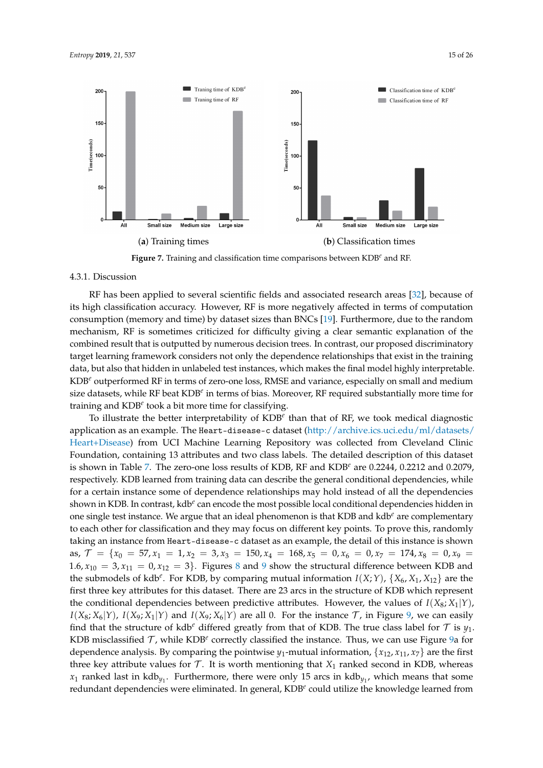(**a**) Training times (**b**) Classification times

**Figure 7.** Training and classification time comparisons between KDB$^e$ and RF.

#### 4.3.1. Discussion

RF has been applied to several scientific fields and associated research areas [32], because of its high classification accuracy. However, RF is more negatively affected in terms of computation consumption (memory and time) by dataset sizes than BNCs [19]. Furthermore, due to the random mechanism, RF is sometimes criticized for difficulty giving a clear semantic explanation of the combined result that is outputted by numerous decision trees. In contrast, our proposed discriminatory target learning framework considers not only the dependence relationships that exist in the training data, but also that hidden in unlabeled test instances, which makes the final model highly interpretable. KDB$^e$ outperformed RF in terms of zero-one loss, RMSE and variance, especially on small and medium size datasets, while RF beat KDB$^e$ in terms of bias. Moreover, RF required substantially more time for training and KDB$^e$ took a bit more time for classifying.

To illustrate the better interpretability of KDB$^e$ than that of RF, we took medical diagnostic application as an example. The `Heart-disease-c` dataset (http://archive.ics.uci.edu/ml/datasets/Heart+Disease) from UCI Machine Learning Repository was collected from Cleveland Clinic Foundation, containing 13 attributes and two class labels. The detailed description of this dataset is shown in Table 7. The zero-one loss results of KDB, RF and KDB$^e$ are 0.2244, 0.2212 and 0.2079, respectively. KDB learned from training data can describe the general conditional dependencies, while for a certain instance some of dependence relationships may hold instead of all the dependencies shown in KDB. In contrast, kdb$^e$ can encode the most possible local conditional dependencies hidden in one single test instance. We argue that an ideal phenomenon is that KDB and kdb$^e$ are complementary to each other for classification and they may focus on different key points. To prove this, randomly taking an instance from `Heart-disease-c` dataset as an example, the detail of this instance is shown as, $\mathcal{T} = \{x_0 = 57, x_1 = 1, x_2 = 3, x_3 = 150, x_4 = 168, x_5 = 0, x_6 = 0, x_7 = 174, x_8 = 0, x_9 = 1.6, x_{10} = 3, x_{11} = 0, x_{12} = 3\}$. Figures 8 and 9 show the structural difference between KDB and the submodels of kdb$^e$. For KDB, by comparing mutual information $I(X;Y)$, $\{X_6, X_1, X_{12}\}$ are the first three key attributes for this dataset. There are 23 arcs in the structure of KDB which represent the conditional dependencies between predictive attributes. However, the values of $I(X_8;X_1|Y)$, $I(X_8;X_6|Y)$, $I(X_9;X_1|Y)$ and $I(X_9;X_6|Y)$ are all 0. For the instance $\mathcal{T}$, in Figure 9, we can easily find that the structure of kdb$^e$ differed greatly from that of KDB. The true class label for $\mathcal{T}$ is $y_1$. KDB misclassified $\mathcal{T}$, while KDB$^e$ correctly classified the instance. Thus, we can use Figure 9a for dependence analysis. By comparing the pointwise $y_1$-mutual information, $\{x_{12}, x_{11}, x_7\}$ are the first three key attribute values for $\mathcal{T}$. It is worth mentioning that $X_1$ ranked second in KDB, whereas $x_1$ ranked last in kdb$_{y_1}$. Furthermore, there were only 15 arcs in kdb$_{y_1}$, which means that some redundant dependencies were eliminated. In general, KDB$^e$ could utilize the knowledge learned from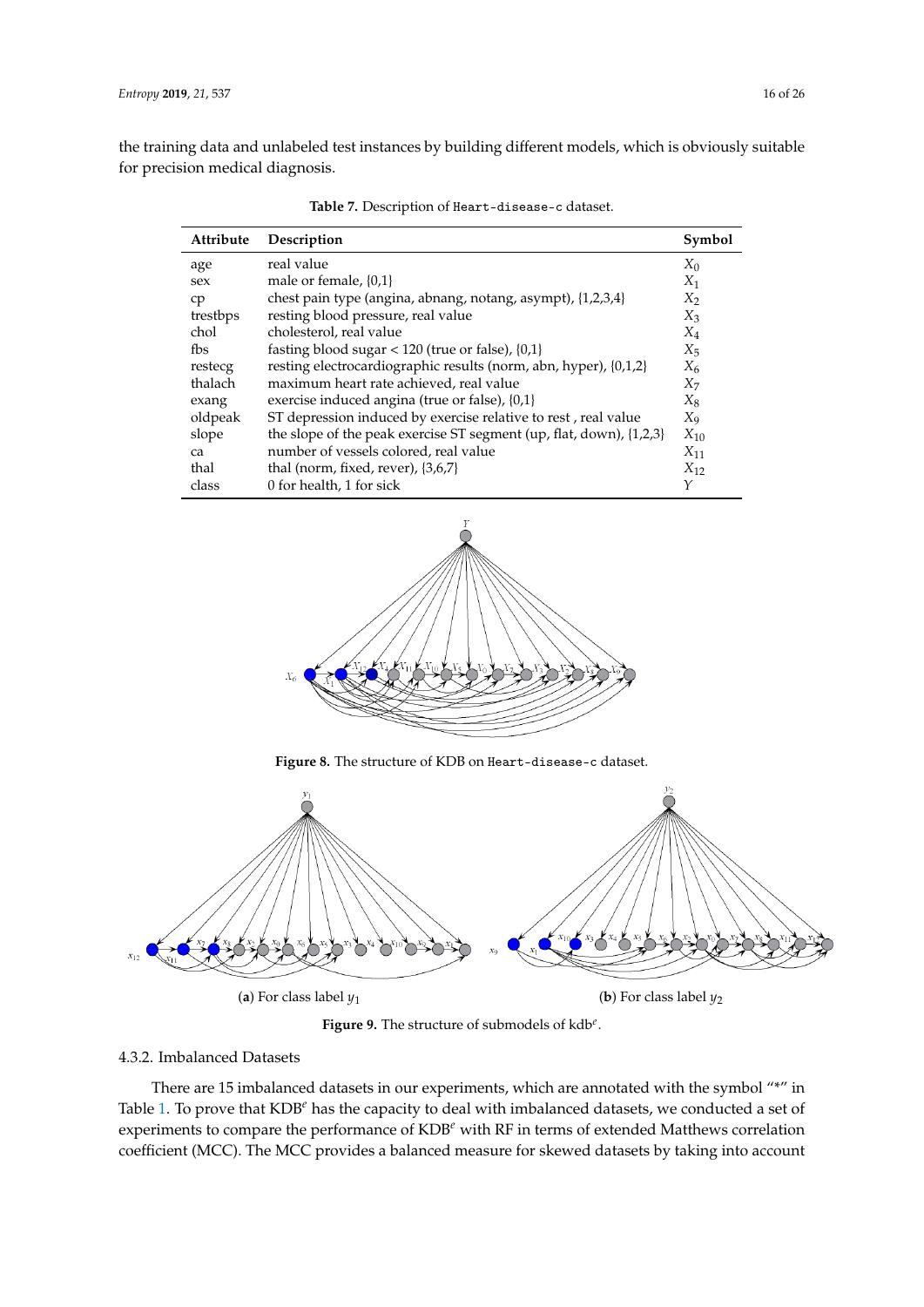the training data and unlabeled test instances by building different models, which is obviously suitable for precision medical diagnosis.

**Table 7.** Description of Heart-disease-c dataset.

| Attribute | Description | Symbol |
|---|---|---|
| age | real value | $X_0$ |
| sex | male or female, {0,1} | $X_1$ |
| cp | chest pain type (angina, abnang, notang, asympt), {1,2,3,4} | $X_2$ |
| trestbps | resting blood pressure, real value | $X_3$ |
| chol | cholesterol, real value | $X_4$ |
| fbs | fasting blood sugar < 120 (true or false), {0,1} | $X_5$ |
| restecg | resting electrocardiographic results (norm, abn, hyper), {0,1,2} | $X_6$ |
| thalach | maximum heart rate achieved, real value | $X_7$ |
| exang | exercise induced angina (true or false), {0,1} | $X_8$ |
| oldpeak | ST depression induced by exercise relative to rest , real value | $X_9$ |
| slope | the slope of the peak exercise ST segment (up, flat, down), {1,2,3} | $X_{10}$ |
| ca | number of vessels colored, real value | $X_{11}$ |
| thal | thal (norm, fixed, rever), {3,6,7} | $X_{12}$ |
| class | 0 for health, 1 for sick | $Y$ |

**Figure 8.** The structure of KDB on Heart-disease-c dataset.

(**a**) For class label $y_1$ (**b**) For class label $y_2$

**Figure 9.** The structure of submodels of kdb$^e$.

#### 4.3.2. Imbalanced Datasets

There are 15 imbalanced datasets in our experiments, which are annotated with the symbol "*" in Table 1. To prove that KDB$^e$ has the capacity to deal with imbalanced datasets, we conducted a set of experiments to compare the performance of KDB$^e$ with RF in terms of extended Matthews correlation coefficient (MCC). The MCC provides a balanced measure for skewed datasets by taking into account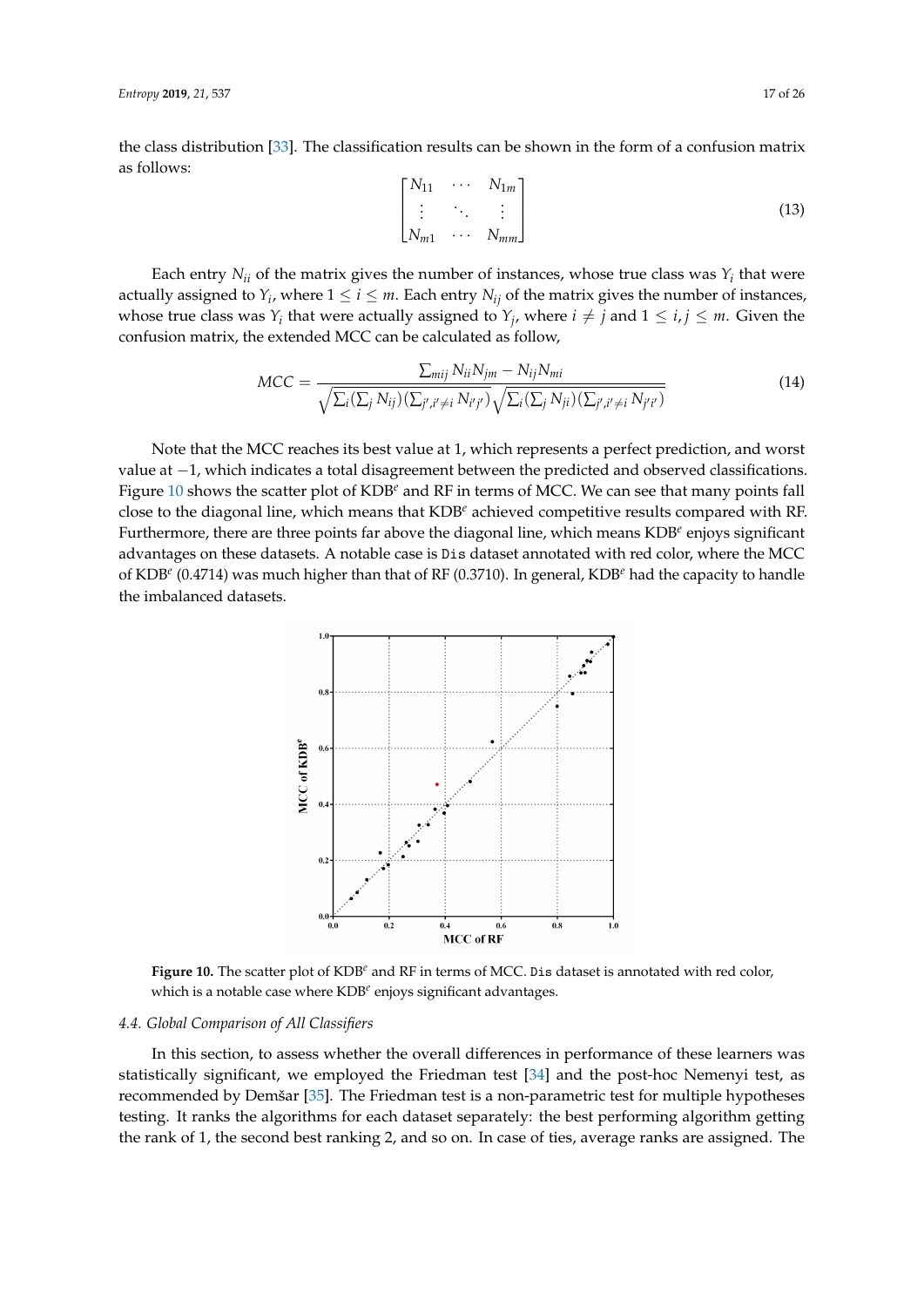the class distribution [33]. The classification results can be shown in the form of a confusion matrix as follows:

$$\begin{bmatrix} N_{11} & \cdots & N_{1m} \\ \vdots & \ddots & \vdots \\ N_{m1} & \cdots & N_{mm} \end{bmatrix} \tag{13}$$

Each entry $N_{ii}$ of the matrix gives the number of instances, whose true class was $Y_i$ that were actually assigned to $Y_i$, where $1 \leq i \leq m$. Each entry $N_{ij}$ of the matrix gives the number of instances, whose true class was $Y_i$ that were actually assigned to $Y_j$, where $i \neq j$ and $1 \leq i, j \leq m$. Given the confusion matrix, the extended MCC can be calculated as follow,

$$MCC = \frac{\sum_{mij} N_{ii}N_{jm} - N_{ij}N_{mi}}{\sqrt{\sum_i (\sum_j N_{ij})(\sum_{j', i' \neq i} N_{i'j'})}\sqrt{\sum_i (\sum_j N_{ji})(\sum_{j', i' \neq i} N_{j'i'})}} \tag{14}$$

Note that the MCC reaches its best value at 1, which represents a perfect prediction, and worst value at $-1$, which indicates a total disagreement between the predicted and observed classifications. Figure 10 shows the scatter plot of KDB$^e$ and RF in terms of MCC. We can see that many points fall close to the diagonal line, which means that KDB$^e$ achieved competitive results compared with RF. Furthermore, there are three points far above the diagonal line, which means KDB$^e$ enjoys significant advantages on these datasets. A notable case is `Dis` dataset annotated with red color, where the MCC of KDB$^e$ (0.4714) was much higher than that of RF (0.3710). In general, KDB$^e$ had the capacity to handle the imbalanced datasets.

**Figure 10.** The scatter plot of KDB$^e$ and RF in terms of MCC. `Dis` dataset is annotated with red color, which is a notable case where KDB$^e$ enjoys significant advantages.

### 4.4. Global Comparison of All Classifiers

In this section, to assess whether the overall differences in performance of these learners was statistically significant, we employed the Friedman test [34] and the post-hoc Nemenyi test, as recommended by Demšar [35]. The Friedman test is a non-parametric test for multiple hypotheses testing. It ranks the algorithms for each dataset separately: the best performing algorithm getting the rank of 1, the second best ranking 2, and so on. In case of ties, average ranks are assigned. The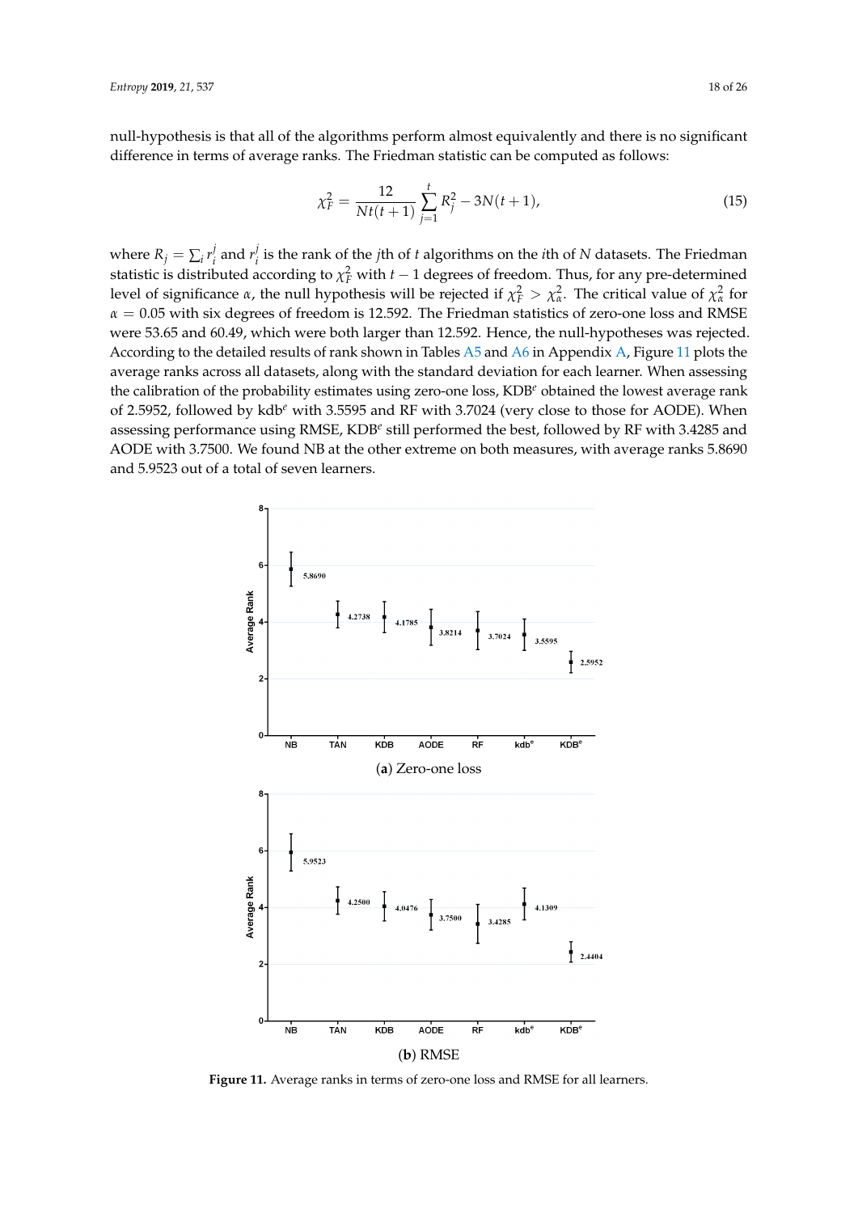null-hypothesis is that all of the algorithms perform almost equivalently and there is no significant difference in terms of average ranks. The Friedman statistic can be computed as follows:

$$\chi_F^2 = \frac{12}{Nt(t+1)} \sum_{j=1}^{t} R_j^2 - 3N(t+1), \tag{15}$$

where $R_j = \sum_i r_i^j$ and $r_i^j$ is the rank of the $j$th of $t$ algorithms on the $i$th of $N$ datasets. The Friedman statistic is distributed according to $\chi_F^2$ with $t-1$ degrees of freedom. Thus, for any pre-determined level of significance $\alpha$, the null hypothesis will be rejected if $\chi_F^2 > \chi_\alpha^2$. The critical value of $\chi_\alpha^2$ for $\alpha = 0.05$ with six degrees of freedom is 12.592. The Friedman statistics of zero-one loss and RMSE were 53.65 and 60.49, which were both larger than 12.592. Hence, the null-hypotheses was rejected. According to the detailed results of rank shown in Tables A5 and A6 in Appendix A, Figure 11 plots the average ranks across all datasets, along with the standard deviation for each learner. When assessing the calibration of the probability estimates using zero-one loss, KDB$^e$ obtained the lowest average rank of 2.5952, followed by kdb$^e$ with 3.5595 and RF with 3.7024 (very close to those for AODE). When assessing performance using RMSE, KDB$^e$ still performed the best, followed by RF with 3.4285 and AODE with 3.7500. We found NB at the other extreme on both measures, with average ranks 5.8690 and 5.9523 out of a total of seven learners.

(**a**) Zero-one loss

(**b**) RMSE

**Figure 11.** Average ranks in terms of zero-one loss and RMSE for all learners.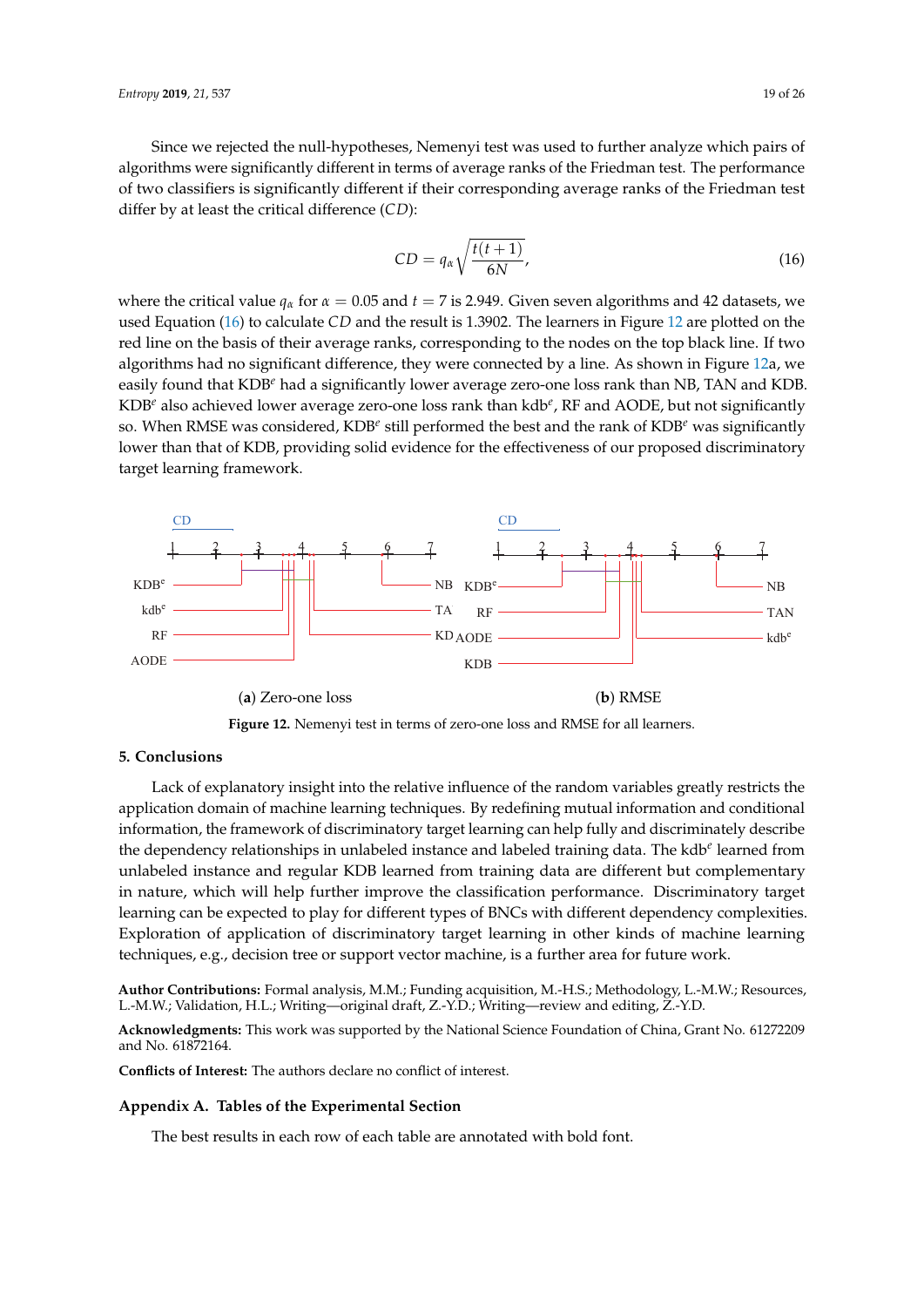Since we rejected the null-hypotheses, Nemenyi test was used to further analyze which pairs of algorithms were significantly different in terms of average ranks of the Friedman test. The performance of two classifiers is significantly different if their corresponding average ranks of the Friedman test differ by at least the critical difference ($CD$):

$$CD = q_\alpha \sqrt{\frac{t(t+1)}{6N}}, \tag{16}$$

where the critical value $q_\alpha$ for $\alpha = 0.05$ and $t = 7$ is 2.949. Given seven algorithms and 42 datasets, we used Equation (16) to calculate $CD$ and the result is 1.3902. The learners in Figure 12 are plotted on the red line on the basis of their average ranks, corresponding to the nodes on the top black line. If two algorithms had no significant difference, they were connected by a line. As shown in Figure 12a, we easily found that KDB$^e$ had a significantly lower average zero-one loss rank than NB, TAN and KDB. KDB$^e$ also achieved lower average zero-one loss rank than kdb$^e$, RF and AODE, but not significantly so. When RMSE was considered, KDB$^e$ still performed the best and the rank of KDB$^e$ was significantly lower than that of KDB, providing solid evidence for the effectiveness of our proposed discriminatory target learning framework.

(**a**) Zero-one loss (**b**) RMSE

**Figure 12.** Nemenyi test in terms of zero-one loss and RMSE for all learners.

## 5. Conclusions

Lack of explanatory insight into the relative influence of the random variables greatly restricts the application domain of machine learning techniques. By redefining mutual information and conditional information, the framework of discriminatory target learning can help fully and discriminately describe the dependency relationships in unlabeled instance and labeled training data. The kdb$^e$ learned from unlabeled instance and regular KDB learned from training data are different but complementary in nature, which will help further improve the classification performance. Discriminatory target learning can be expected to play for different types of BNCs with different dependency complexities. Exploration of application of discriminatory target learning in other kinds of machine learning techniques, e.g., decision tree or support vector machine, is a further area for future work.

**Author Contributions:** Formal analysis, M.M.; Funding acquisition, M.-H.S.; Methodology, L.-M.W.; Resources, L.-M.W.; Validation, H.L.; Writing—original draft, Z.-Y.D.; Writing—review and editing, Z.-Y.D.

**Acknowledgments:** This work was supported by the National Science Foundation of China, Grant No. 61272209 and No. 61872164.

**Conflicts of Interest:** The authors declare no conflict of interest.

## Appendix A. Tables of the Experimental Section

The best results in each row of each table are annotated with bold font.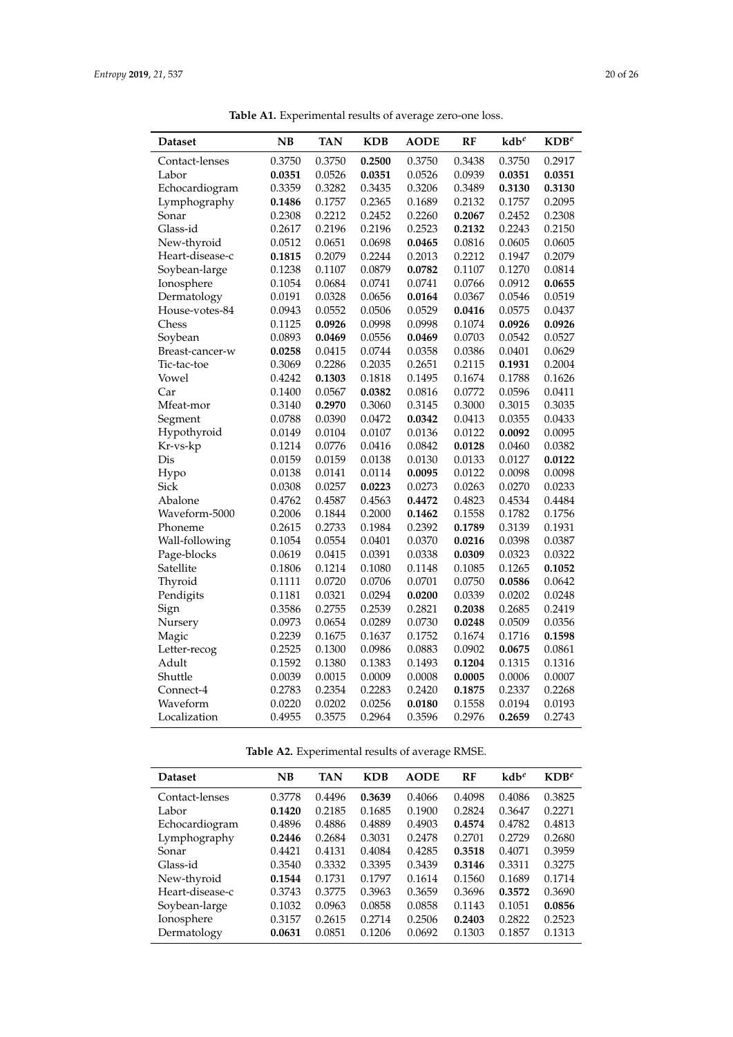**Table A1.** Experimental results of average zero-one loss.

| Dataset | NB | TAN | KDB | AODE | RF | kdb$^e$ | KDB$^e$ |
|---|---|---|---|---|---|---|---|
| Contact-lenses | 0.3750 | 0.3750 | **0.2500** | 0.3750 | 0.3438 | 0.3750 | 0.2917 |
| Labor | **0.0351** | 0.0526 | **0.0351** | 0.0526 | 0.0939 | **0.0351** | **0.0351** |
| Echocardiogram | 0.3359 | 0.3282 | 0.3435 | 0.3206 | 0.3489 | **0.3130** | **0.3130** |
| Lymphography | **0.1486** | 0.1757 | 0.2365 | 0.1689 | 0.2132 | 0.1757 | 0.2095 |
| Sonar | 0.2308 | 0.2212 | 0.2452 | 0.2260 | **0.2067** | 0.2452 | 0.2308 |
| Glass-id | 0.2617 | 0.2196 | 0.2196 | 0.2523 | **0.2132** | 0.2243 | 0.2150 |
| New-thyroid | 0.0512 | 0.0651 | 0.0698 | **0.0465** | 0.0816 | 0.0605 | 0.0605 |
| Heart-disease-c | **0.1815** | 0.2079 | 0.2244 | 0.2013 | 0.2212 | 0.1947 | 0.2079 |
| Soybean-large | 0.1238 | 0.1107 | 0.0879 | **0.0782** | 0.1107 | 0.1270 | 0.0814 |
| Ionosphere | 0.1054 | 0.0684 | 0.0741 | 0.0741 | 0.0766 | 0.0912 | **0.0655** |
| Dermatology | 0.0191 | 0.0328 | 0.0656 | **0.0164** | 0.0367 | 0.0546 | 0.0519 |
| House-votes-84 | 0.0943 | 0.0552 | 0.0506 | 0.0529 | **0.0416** | 0.0575 | 0.0437 |
| Chess | 0.1125 | **0.0926** | 0.0998 | 0.0998 | 0.1074 | **0.0926** | **0.0926** |
| Soybean | 0.0893 | **0.0469** | 0.0556 | **0.0469** | 0.0703 | 0.0542 | 0.0527 |
| Breast-cancer-w | **0.0258** | 0.0415 | 0.0744 | 0.0358 | 0.0386 | 0.0401 | 0.0629 |
| Tic-tac-toe | 0.3069 | 0.2286 | 0.2035 | 0.2651 | 0.2115 | **0.1931** | 0.2004 |
| Vowel | 0.4242 | **0.1303** | 0.1818 | 0.1495 | 0.1674 | 0.1788 | 0.1626 |
| Car | 0.1400 | 0.0567 | **0.0382** | 0.0816 | 0.0772 | 0.0596 | 0.0411 |
| Mfeat-mor | 0.3140 | **0.2970** | 0.3060 | 0.3145 | 0.3000 | 0.3015 | 0.3035 |
| Segment | 0.0788 | 0.0390 | 0.0472 | **0.0342** | 0.0413 | 0.0355 | 0.0433 |
| Hypothyroid | 0.0149 | 0.0104 | 0.0107 | 0.0136 | 0.0122 | **0.0092** | 0.0095 |
| Kr-vs-kp | 0.1214 | 0.0776 | 0.0416 | 0.0842 | **0.0128** | 0.0460 | 0.0382 |
| Dis | 0.0159 | 0.0159 | 0.0138 | 0.0130 | 0.0133 | 0.0127 | **0.0122** |
| Hypo | 0.0138 | 0.0141 | 0.0114 | **0.0095** | 0.0122 | 0.0098 | 0.0098 |
| Sick | 0.0308 | 0.0257 | **0.0223** | 0.0273 | 0.0263 | 0.0270 | 0.0233 |
| Abalone | 0.4762 | 0.4587 | 0.4563 | **0.4472** | 0.4823 | 0.4534 | 0.4484 |
| Waveform-5000 | 0.2006 | 0.1844 | 0.2000 | **0.1462** | 0.1558 | 0.1782 | 0.1756 |
| Phoneme | 0.2615 | 0.2733 | 0.1984 | 0.2392 | **0.1789** | 0.3139 | 0.1931 |
| Wall-following | 0.1054 | 0.0554 | 0.0401 | 0.0370 | **0.0216** | 0.0398 | 0.0387 |
| Page-blocks | 0.0619 | 0.0415 | 0.0391 | 0.0338 | **0.0309** | 0.0323 | 0.0322 |
| Satellite | 0.1806 | 0.1214 | 0.1080 | 0.1148 | 0.1085 | 0.1265 | **0.1052** |
| Thyroid | 0.1111 | 0.0720 | 0.0706 | 0.0701 | 0.0750 | **0.0586** | 0.0642 |
| Pendigits | 0.1181 | 0.0321 | 0.0294 | **0.0200** | 0.0339 | 0.0202 | 0.0248 |
| Sign | 0.3586 | 0.2755 | 0.2539 | 0.2821 | **0.2038** | 0.2685 | 0.2419 |
| Nursery | 0.0973 | 0.0654 | 0.0289 | 0.0730 | **0.0248** | 0.0509 | 0.0356 |
| Magic | 0.2239 | 0.1675 | 0.1637 | 0.1752 | 0.1674 | 0.1716 | **0.1598** |
| Letter-recog | 0.2525 | 0.1300 | 0.0986 | 0.0883 | 0.0902 | **0.0675** | 0.0861 |
| Adult | 0.1592 | 0.1380 | 0.1383 | 0.1493 | **0.1204** | 0.1315 | 0.1316 |
| Shuttle | 0.0039 | 0.0015 | 0.0009 | 0.0008 | **0.0005** | 0.0006 | 0.0007 |
| Connect-4 | 0.2783 | 0.2354 | 0.2283 | 0.2420 | **0.1875** | 0.2337 | 0.2268 |
| Waveform | 0.0220 | 0.0202 | 0.0256 | **0.0180** | 0.1558 | 0.0194 | 0.0193 |
| Localization | 0.4955 | 0.3575 | 0.2964 | 0.3596 | 0.2976 | **0.2659** | 0.2743 |

**Table A2.** Experimental results of average RMSE.

| Dataset | NB | TAN | KDB | AODE | RF | kdb$^e$ | KDB$^e$ |
|---|---|---|---|---|---|---|---|
| Contact-lenses | 0.3778 | 0.4496 | **0.3639** | 0.4066 | 0.4098 | 0.4086 | 0.3825 |
| Labor | **0.1420** | 0.2185 | 0.1685 | 0.1900 | 0.2824 | 0.3647 | 0.2271 |
| Echocardiogram | 0.4896 | 0.4886 | 0.4889 | 0.4903 | **0.4574** | 0.4782 | 0.4813 |
| Lymphography | **0.2446** | 0.2684 | 0.3031 | 0.2478 | 0.2701 | 0.2729 | 0.2680 |
| Sonar | 0.4421 | 0.4131 | 0.4084 | 0.4285 | **0.3518** | 0.4071 | 0.3959 |
| Glass-id | 0.3540 | 0.3332 | 0.3395 | 0.3439 | **0.3146** | 0.3311 | 0.3275 |
| New-thyroid | **0.1544** | 0.1731 | 0.1797 | 0.1614 | 0.1560 | 0.1689 | 0.1714 |
| Heart-disease-c | 0.3743 | 0.3775 | 0.3963 | 0.3659 | 0.3696 | **0.3572** | 0.3690 |
| Soybean-large | 0.1032 | 0.0963 | 0.0858 | 0.0858 | 0.1143 | 0.1051 | **0.0856** |
| Ionosphere | 0.3157 | 0.2615 | 0.2714 | 0.2506 | **0.2403** | 0.2822 | 0.2523 |
| Dermatology | **0.0631** | 0.0851 | 0.1206 | 0.0692 | 0.1303 | 0.1857 | 0.1313 |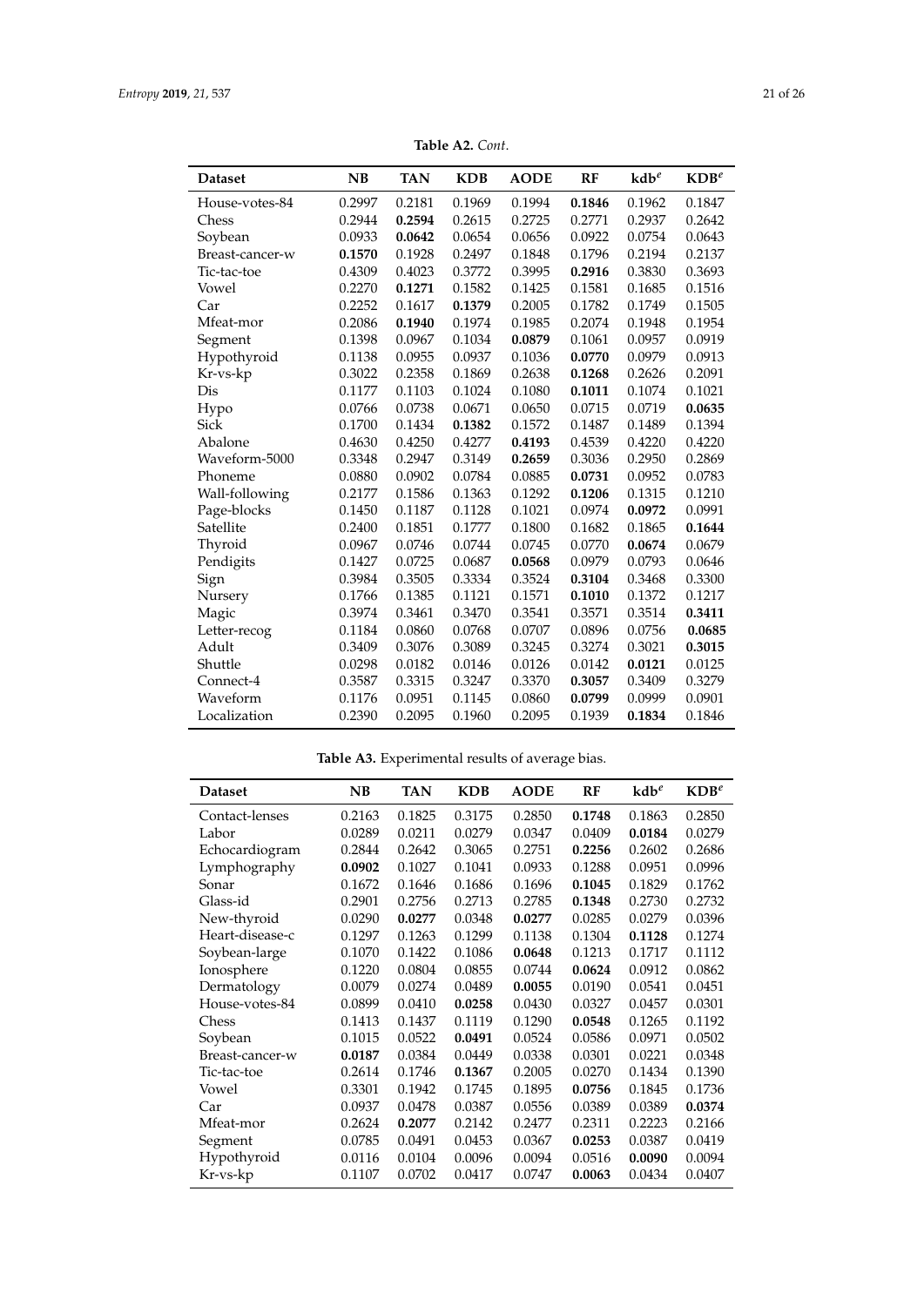**Table A2.** *Cont.*

| Dataset | NB | TAN | KDB | AODE | RF | kdb$^e$ | KDB$^e$ |
|---|---|---|---|---|---|---|---|
| House-votes-84 | 0.2997 | 0.2181 | 0.1969 | 0.1994 | **0.1846** | 0.1962 | 0.1847 |
| Chess | 0.2944 | **0.2594** | 0.2615 | 0.2725 | 0.2771 | 0.2937 | 0.2642 |
| Soybean | 0.0933 | **0.0642** | 0.0654 | 0.0656 | 0.0922 | 0.0754 | 0.0643 |
| Breast-cancer-w | **0.1570** | 0.1928 | 0.2497 | 0.1848 | 0.1796 | 0.2194 | 0.2137 |
| Tic-tac-toe | 0.4309 | 0.4023 | 0.3772 | 0.3995 | **0.2916** | 0.3830 | 0.3693 |
| Vowel | 0.2270 | **0.1271** | 0.1582 | 0.1425 | 0.1581 | 0.1685 | 0.1516 |
| Car | 0.2252 | 0.1617 | **0.1379** | 0.2005 | 0.1782 | 0.1749 | 0.1505 |
| Mfeat-mor | 0.2086 | **0.1940** | 0.1974 | 0.1985 | 0.2074 | 0.1948 | 0.1954 |
| Segment | 0.1398 | 0.0967 | 0.1034 | **0.0879** | 0.1061 | 0.0957 | 0.0919 |
| Hypothyroid | 0.1138 | 0.0955 | 0.0937 | 0.1036 | **0.0770** | 0.0979 | 0.0913 |
| Kr-vs-kp | 0.3022 | 0.2358 | 0.1869 | 0.2638 | **0.1268** | 0.2626 | 0.2091 |
| Dis | 0.1177 | 0.1103 | 0.1024 | 0.1080 | **0.1011** | 0.1074 | 0.1021 |
| Hypo | 0.0766 | 0.0738 | 0.0671 | 0.0650 | 0.0715 | 0.0719 | **0.0635** |
| Sick | 0.1700 | 0.1434 | **0.1382** | 0.1572 | 0.1487 | 0.1489 | 0.1394 |
| Abalone | 0.4630 | 0.4250 | 0.4277 | **0.4193** | 0.4539 | 0.4220 | 0.4220 |
| Waveform-5000 | 0.3348 | 0.2947 | 0.3149 | **0.2659** | 0.3036 | 0.2950 | 0.2869 |
| Phoneme | 0.0880 | 0.0902 | 0.0784 | 0.0885 | **0.0731** | 0.0952 | 0.0783 |
| Wall-following | 0.2177 | 0.1586 | 0.1363 | 0.1292 | **0.1206** | 0.1315 | 0.1210 |
| Page-blocks | 0.1450 | 0.1187 | 0.1128 | 0.1021 | 0.0974 | **0.0972** | 0.0991 |
| Satellite | 0.2400 | 0.1851 | 0.1777 | 0.1800 | 0.1682 | 0.1865 | **0.1644** |
| Thyroid | 0.0967 | 0.0746 | 0.0744 | 0.0745 | 0.0770 | **0.0674** | 0.0679 |
| Pendigits | 0.1427 | 0.0725 | 0.0687 | **0.0568** | 0.0979 | 0.0793 | 0.0646 |
| Sign | 0.3984 | 0.3505 | 0.3334 | 0.3524 | **0.3104** | 0.3468 | 0.3300 |
| Nursery | 0.1766 | 0.1385 | 0.1121 | 0.1571 | **0.1010** | 0.1372 | 0.1217 |
| Magic | 0.3974 | 0.3461 | 0.3470 | 0.3541 | 0.3571 | 0.3514 | **0.3411** |
| Letter-recog | 0.1184 | 0.0860 | 0.0768 | 0.0707 | 0.0896 | 0.0756 | **0.0685** |
| Adult | 0.3409 | 0.3076 | 0.3089 | 0.3245 | 0.3274 | 0.3021 | **0.3015** |
| Shuttle | 0.0298 | 0.0182 | 0.0146 | 0.0126 | 0.0142 | **0.0121** | 0.0125 |
| Connect-4 | 0.3587 | 0.3315 | 0.3247 | 0.3370 | **0.3057** | 0.3409 | 0.3279 |
| Waveform | 0.1176 | 0.0951 | 0.1145 | 0.0860 | **0.0799** | 0.0999 | 0.0901 |
| Localization | 0.2390 | 0.2095 | 0.1960 | 0.2095 | 0.1939 | **0.1834** | 0.1846 |

**Table A3.** Experimental results of average bias.

| Dataset | NB | TAN | KDB | AODE | RF | kdb$^e$ | KDB$^e$ |
|---|---|---|---|---|---|---|---|
| Contact-lenses | 0.2163 | 0.1825 | 0.3175 | 0.2850 | **0.1748** | 0.1863 | 0.2850 |
| Labor | 0.0289 | 0.0211 | 0.0279 | 0.0347 | 0.0409 | **0.0184** | 0.0279 |
| Echocardiogram | 0.2844 | 0.2642 | 0.3065 | 0.2751 | **0.2256** | 0.2602 | 0.2686 |
| Lymphography | **0.0902** | 0.1027 | 0.1041 | 0.0933 | 0.1288 | 0.0951 | 0.0996 |
| Sonar | 0.1672 | 0.1646 | 0.1686 | 0.1696 | **0.1045** | 0.1829 | 0.1762 |
| Glass-id | 0.2901 | 0.2756 | 0.2713 | 0.2785 | **0.1348** | 0.2730 | 0.2732 |
| New-thyroid | 0.0290 | **0.0277** | 0.0348 | **0.0277** | 0.0285 | 0.0279 | 0.0396 |
| Heart-disease-c | 0.1297 | 0.1263 | 0.1299 | 0.1138 | 0.1304 | **0.1128** | 0.1274 |
| Soybean-large | 0.1070 | 0.1422 | 0.1086 | **0.0648** | 0.1213 | 0.1717 | 0.1112 |
| Ionosphere | 0.1220 | 0.0804 | 0.0855 | 0.0744 | **0.0624** | 0.0912 | 0.0862 |
| Dermatology | 0.0079 | 0.0274 | 0.0489 | **0.0055** | 0.0190 | 0.0541 | 0.0451 |
| House-votes-84 | 0.0899 | 0.0410 | **0.0258** | 0.0430 | 0.0327 | 0.0457 | 0.0301 |
| Chess | 0.1413 | 0.1437 | 0.1119 | 0.1290 | **0.0548** | 0.1265 | 0.1192 |
| Soybean | 0.1015 | 0.0522 | **0.0491** | 0.0524 | 0.0586 | 0.0971 | 0.0502 |
| Breast-cancer-w | **0.0187** | 0.0384 | 0.0449 | 0.0338 | 0.0301 | 0.0221 | 0.0348 |
| Tic-tac-toe | 0.2614 | 0.1746 | **0.1367** | 0.2005 | 0.0270 | 0.1434 | 0.1390 |
| Vowel | 0.3301 | 0.1942 | 0.1745 | 0.1895 | **0.0756** | 0.1845 | 0.1736 |
| Car | 0.0937 | 0.0478 | 0.0387 | 0.0556 | 0.0389 | 0.0389 | **0.0374** |
| Mfeat-mor | 0.2624 | **0.2077** | 0.2142 | 0.2477 | 0.2311 | 0.2223 | 0.2166 |
| Segment | 0.0785 | 0.0491 | 0.0453 | 0.0367 | **0.0253** | 0.0387 | 0.0419 |
| Hypothyroid | 0.0116 | 0.0104 | 0.0096 | 0.0094 | 0.0516 | **0.0090** | 0.0094 |
| Kr-vs-kp | 0.1107 | 0.0702 | 0.0417 | 0.0747 | **0.0063** | 0.0434 | 0.0407 |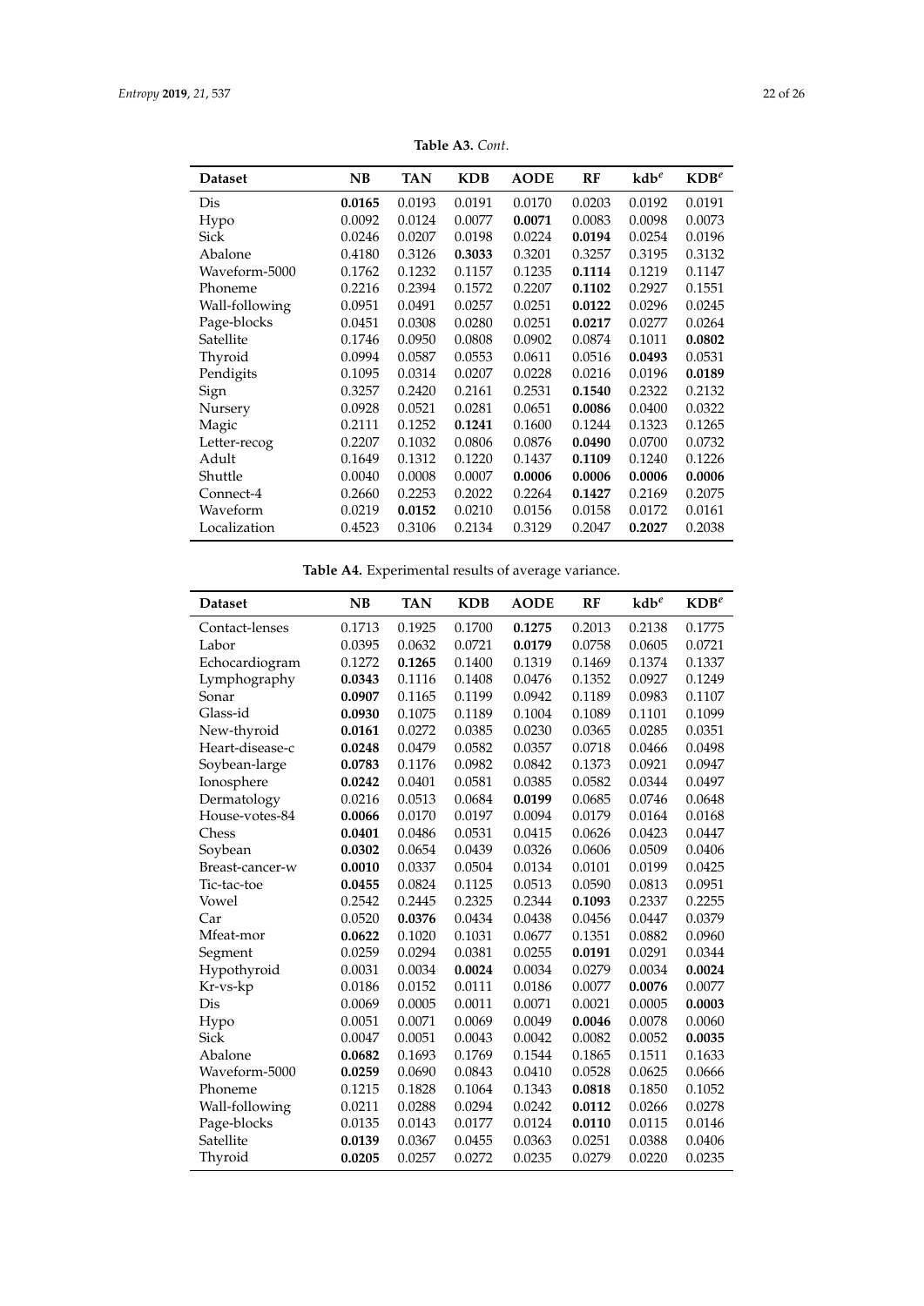**Table A3.** *Cont.*

| Dataset | NB | TAN | KDB | AODE | RF | kdb$^e$ | KDB$^e$ |
|---|---|---|---|---|---|---|---|
| Dis | **0.0165** | 0.0193 | 0.0191 | 0.0170 | 0.0203 | 0.0192 | 0.0191 |
| Hypo | 0.0092 | 0.0124 | 0.0077 | **0.0071** | 0.0083 | 0.0098 | 0.0073 |
| Sick | 0.0246 | 0.0207 | 0.0198 | 0.0224 | **0.0194** | 0.0254 | 0.0196 |
| Abalone | 0.4180 | 0.3126 | **0.3033** | 0.3201 | 0.3257 | 0.3195 | 0.3132 |
| Waveform-5000 | 0.1762 | 0.1232 | 0.1157 | 0.1235 | **0.1114** | 0.1219 | 0.1147 |
| Phoneme | 0.2216 | 0.2394 | 0.1572 | 0.2207 | **0.1102** | 0.2927 | 0.1551 |
| Wall-following | 0.0951 | 0.0491 | 0.0257 | 0.0251 | **0.0122** | 0.0296 | 0.0245 |
| Page-blocks | 0.0451 | 0.0308 | 0.0280 | 0.0251 | **0.0217** | 0.0277 | 0.0264 |
| Satellite | 0.1746 | 0.0950 | 0.0808 | 0.0902 | 0.0874 | 0.1011 | **0.0802** |
| Thyroid | 0.0994 | 0.0587 | 0.0553 | 0.0611 | 0.0516 | **0.0493** | 0.0531 |
| Pendigits | 0.1095 | 0.0314 | 0.0207 | 0.0228 | 0.0216 | 0.0196 | **0.0189** |
| Sign | 0.3257 | 0.2420 | 0.2161 | 0.2531 | **0.1540** | 0.2322 | 0.2132 |
| Nursery | 0.0928 | 0.0521 | 0.0281 | 0.0651 | **0.0086** | 0.0400 | 0.0322 |
| Magic | 0.2111 | 0.1252 | **0.1241** | 0.1600 | 0.1244 | 0.1323 | 0.1265 |
| Letter-recog | 0.2207 | 0.1032 | 0.0806 | 0.0876 | **0.0490** | 0.0700 | 0.0732 |
| Adult | 0.1649 | 0.1312 | 0.1220 | 0.1437 | **0.1109** | 0.1240 | 0.1226 |
| Shuttle | 0.0040 | 0.0008 | 0.0007 | **0.0006** | **0.0006** | **0.0006** | **0.0006** |
| Connect-4 | 0.2660 | 0.2253 | 0.2022 | 0.2264 | **0.1427** | 0.2169 | 0.2075 |
| Waveform | 0.0219 | **0.0152** | 0.0210 | 0.0156 | 0.0158 | 0.0172 | 0.0161 |
| Localization | 0.4523 | 0.3106 | 0.2134 | 0.3129 | 0.2047 | **0.2027** | 0.2038 |

**Table A4.** Experimental results of average variance.

| Dataset | NB | TAN | KDB | AODE | RF | kdb$^e$ | KDB$^e$ |
|---|---|---|---|---|---|---|---|
| Contact-lenses | 0.1713 | 0.1925 | 0.1700 | **0.1275** | 0.2013 | 0.2138 | 0.1775 |
| Labor | 0.0395 | 0.0632 | 0.0721 | **0.0179** | 0.0758 | 0.0605 | 0.0721 |
| Echocardiogram | 0.1272 | **0.1265** | 0.1400 | 0.1319 | 0.1469 | 0.1374 | 0.1337 |
| Lymphography | **0.0343** | 0.1116 | 0.1408 | 0.0476 | 0.1352 | 0.0927 | 0.1249 |
| Sonar | **0.0907** | 0.1165 | 0.1199 | 0.0942 | 0.1189 | 0.0983 | 0.1107 |
| Glass-id | **0.0930** | 0.1075 | 0.1189 | 0.1004 | 0.1089 | 0.1101 | 0.1099 |
| New-thyroid | **0.0161** | 0.0272 | 0.0385 | 0.0230 | 0.0365 | 0.0285 | 0.0351 |
| Heart-disease-c | **0.0248** | 0.0479 | 0.0582 | 0.0357 | 0.0718 | 0.0466 | 0.0498 |
| Soybean-large | **0.0783** | 0.1176 | 0.0982 | 0.0842 | 0.1373 | 0.0921 | 0.0947 |
| Ionosphere | **0.0242** | 0.0401 | 0.0581 | 0.0385 | 0.0582 | 0.0344 | 0.0497 |
| Dermatology | 0.0216 | 0.0513 | 0.0684 | **0.0199** | 0.0685 | 0.0746 | 0.0648 |
| House-votes-84 | **0.0066** | 0.0170 | 0.0197 | 0.0094 | 0.0179 | 0.0164 | 0.0168 |
| Chess | **0.0401** | 0.0486 | 0.0531 | 0.0415 | 0.0626 | 0.0423 | 0.0447 |
| Soybean | **0.0302** | 0.0654 | 0.0439 | 0.0326 | 0.0606 | 0.0509 | 0.0406 |
| Breast-cancer-w | **0.0010** | 0.0337 | 0.0504 | 0.0134 | 0.0101 | 0.0199 | 0.0425 |
| Tic-tac-toe | **0.0455** | 0.0824 | 0.1125 | 0.0513 | 0.0590 | 0.0813 | 0.0951 |
| Vowel | 0.2542 | 0.2445 | 0.2325 | 0.2344 | **0.1093** | 0.2337 | 0.2255 |
| Car | 0.0520 | **0.0376** | 0.0434 | 0.0438 | 0.0456 | 0.0447 | 0.0379 |
| Mfeat-mor | **0.0622** | 0.1020 | 0.1031 | 0.0677 | 0.1351 | 0.0882 | 0.0960 |
| Segment | 0.0259 | 0.0294 | 0.0381 | 0.0255 | **0.0191** | 0.0291 | 0.0344 |
| Hypothyroid | 0.0031 | 0.0034 | **0.0024** | 0.0034 | 0.0279 | 0.0034 | **0.0024** |
| Kr-vs-kp | 0.0186 | 0.0152 | 0.0111 | 0.0186 | 0.0077 | **0.0076** | 0.0077 |
| Dis | 0.0069 | 0.0005 | 0.0011 | 0.0071 | 0.0021 | 0.0005 | **0.0003** |
| Hypo | 0.0051 | 0.0071 | 0.0069 | 0.0049 | **0.0046** | 0.0078 | 0.0060 |
| Sick | 0.0047 | 0.0051 | 0.0043 | 0.0042 | 0.0082 | 0.0052 | **0.0035** |
| Abalone | **0.0682** | 0.1693 | 0.1769 | 0.1544 | 0.1865 | 0.1511 | 0.1633 |
| Waveform-5000 | **0.0259** | 0.0690 | 0.0843 | 0.0410 | 0.0528 | 0.0625 | 0.0666 |
| Phoneme | 0.1215 | 0.1828 | 0.1064 | 0.1343 | **0.0818** | 0.1850 | 0.1052 |
| Wall-following | 0.0211 | 0.0288 | 0.0294 | 0.0242 | **0.0112** | 0.0266 | 0.0278 |
| Page-blocks | 0.0135 | 0.0143 | 0.0177 | 0.0124 | **0.0110** | 0.0115 | 0.0146 |
| Satellite | **0.0139** | 0.0367 | 0.0455 | 0.0363 | 0.0251 | 0.0388 | 0.0406 |
| Thyroid | **0.0205** | 0.0257 | 0.0272 | 0.0235 | 0.0279 | 0.0220 | 0.0235 |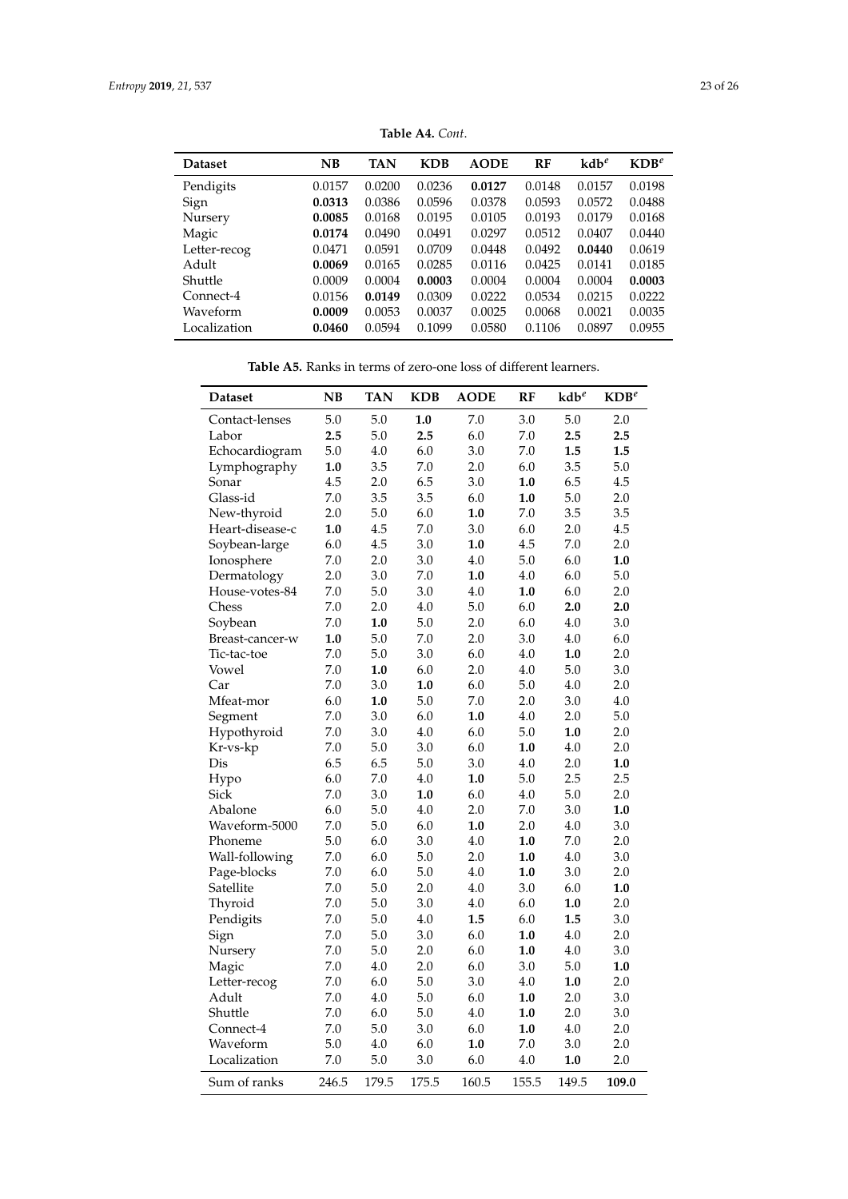**Table A4.** *Cont.*

| Dataset | NB | TAN | KDB | AODE | RF | kdb$^e$ | KDB$^e$ |
|---|---|---|---|---|---|---|---|
| Pendigits | 0.0157 | 0.0200 | 0.0236 | **0.0127** | 0.0148 | 0.0157 | 0.0198 |
| Sign | **0.0313** | 0.0386 | 0.0596 | 0.0378 | 0.0593 | 0.0572 | 0.0488 |
| Nursery | **0.0085** | 0.0168 | 0.0195 | 0.0105 | 0.0193 | 0.0179 | 0.0168 |
| Magic | **0.0174** | 0.0490 | 0.0491 | 0.0297 | 0.0512 | 0.0407 | 0.0440 |
| Letter-recog | 0.0471 | 0.0591 | 0.0709 | 0.0448 | 0.0492 | **0.0440** | 0.0619 |
| Adult | **0.0069** | 0.0165 | 0.0285 | 0.0116 | 0.0425 | 0.0141 | 0.0185 |
| Shuttle | 0.0009 | 0.0004 | **0.0003** | 0.0004 | 0.0004 | 0.0004 | **0.0003** |
| Connect-4 | 0.0156 | **0.0149** | 0.0309 | 0.0222 | 0.0534 | 0.0215 | 0.0222 |
| Waveform | **0.0009** | 0.0053 | 0.0037 | 0.0025 | 0.0068 | 0.0021 | 0.0035 |
| Localization | **0.0460** | 0.0594 | 0.1099 | 0.0580 | 0.1106 | 0.0897 | 0.0955 |

**Table A5.** Ranks in terms of zero-one loss of different learners.

| Dataset | NB | TAN | KDB | AODE | RF | kdb$^e$ | KDB$^e$ |
|---|---|---|---|---|---|---|---|
| Contact-lenses | 5.0 | 5.0 | **1.0** | 7.0 | 3.0 | 5.0 | 2.0 |
| Labor | **2.5** | 5.0 | **2.5** | 6.0 | 7.0 | **2.5** | **2.5** |
| Echocardiogram | 5.0 | 4.0 | 6.0 | 3.0 | 7.0 | **1.5** | **1.5** |
| Lymphography | **1.0** | 3.5 | 7.0 | 2.0 | 6.0 | 3.5 | 5.0 |
| Sonar | 4.5 | 2.0 | 6.5 | 3.0 | **1.0** | 6.5 | 4.5 |
| Glass-id | 7.0 | 3.5 | 3.5 | 6.0 | **1.0** | 5.0 | 2.0 |
| New-thyroid | 2.0 | 5.0 | 6.0 | **1.0** | 7.0 | 3.5 | 3.5 |
| Heart-disease-c | **1.0** | 4.5 | 7.0 | 3.0 | 6.0 | 2.0 | 4.5 |
| Soybean-large | 6.0 | 4.5 | 3.0 | **1.0** | 4.5 | 7.0 | 2.0 |
| Ionosphere | 7.0 | 2.0 | 3.0 | 4.0 | 5.0 | 6.0 | **1.0** |
| Dermatology | 2.0 | 3.0 | 7.0 | **1.0** | 4.0 | 6.0 | 5.0 |
| House-votes-84 | 7.0 | 5.0 | 3.0 | 4.0 | **1.0** | 6.0 | 2.0 |
| Chess | 7.0 | 2.0 | 4.0 | 5.0 | 6.0 | **2.0** | **2.0** |
| Soybean | 7.0 | **1.0** | 5.0 | 2.0 | 6.0 | 4.0 | 3.0 |
| Breast-cancer-w | **1.0** | 5.0 | 7.0 | 2.0 | 3.0 | 4.0 | 6.0 |
| Tic-tac-toe | 7.0 | 5.0 | 3.0 | 6.0 | 4.0 | **1.0** | 2.0 |
| Vowel | 7.0 | **1.0** | 6.0 | 2.0 | 4.0 | 5.0 | 3.0 |
| Car | 7.0 | 3.0 | **1.0** | 6.0 | 5.0 | 4.0 | 2.0 |
| Mfeat-mor | 6.0 | **1.0** | 5.0 | 7.0 | 2.0 | 3.0 | 4.0 |
| Segment | 7.0 | 3.0 | 6.0 | **1.0** | 4.0 | 2.0 | 5.0 |
| Hypothyroid | 7.0 | 3.0 | 4.0 | 6.0 | 5.0 | **1.0** | 2.0 |
| Kr-vs-kp | 7.0 | 5.0 | 3.0 | 6.0 | **1.0** | 4.0 | 2.0 |
| Dis | 6.5 | 6.5 | 5.0 | 3.0 | 4.0 | 2.0 | **1.0** |
| Hypo | 6.0 | 7.0 | 4.0 | **1.0** | 5.0 | 2.5 | 2.5 |
| Sick | 7.0 | 3.0 | **1.0** | 6.0 | 4.0 | 5.0 | 2.0 |
| Abalone | 6.0 | 5.0 | 4.0 | 2.0 | 7.0 | 3.0 | **1.0** |
| Waveform-5000 | 7.0 | 5.0 | 6.0 | **1.0** | 2.0 | 4.0 | 3.0 |
| Phoneme | 5.0 | 6.0 | 3.0 | 4.0 | **1.0** | 7.0 | 2.0 |
| Wall-following | 7.0 | 6.0 | 5.0 | 2.0 | **1.0** | 4.0 | 3.0 |
| Page-blocks | 7.0 | 6.0 | 5.0 | 4.0 | **1.0** | 3.0 | 2.0 |
| Satellite | 7.0 | 5.0 | 2.0 | 4.0 | 3.0 | 6.0 | **1.0** |
| Thyroid | 7.0 | 5.0 | 3.0 | 4.0 | 6.0 | **1.0** | 2.0 |
| Pendigits | 7.0 | 5.0 | 4.0 | **1.5** | 6.0 | **1.5** | 3.0 |
| Sign | 7.0 | 5.0 | 3.0 | 6.0 | **1.0** | 4.0 | 2.0 |
| Nursery | 7.0 | 5.0 | 2.0 | 6.0 | **1.0** | 4.0 | 3.0 |
| Magic | 7.0 | 4.0 | 2.0 | 6.0 | 3.0 | 5.0 | **1.0** |
| Letter-recog | 7.0 | 6.0 | 5.0 | 3.0 | 4.0 | **1.0** | 2.0 |
| Adult | 7.0 | 4.0 | 5.0 | 6.0 | **1.0** | 2.0 | 3.0 |
| Shuttle | 7.0 | 6.0 | 5.0 | 4.0 | **1.0** | 2.0 | 3.0 |
| Connect-4 | 7.0 | 5.0 | 3.0 | 6.0 | **1.0** | 4.0 | 2.0 |
| Waveform | 5.0 | 4.0 | 6.0 | **1.0** | 7.0 | 3.0 | 2.0 |
| Localization | 7.0 | 5.0 | 3.0 | 6.0 | 4.0 | **1.0** | 2.0 |
| Sum of ranks | 246.5 | 179.5 | 175.5 | 160.5 | 155.5 | 149.5 | **109.0** |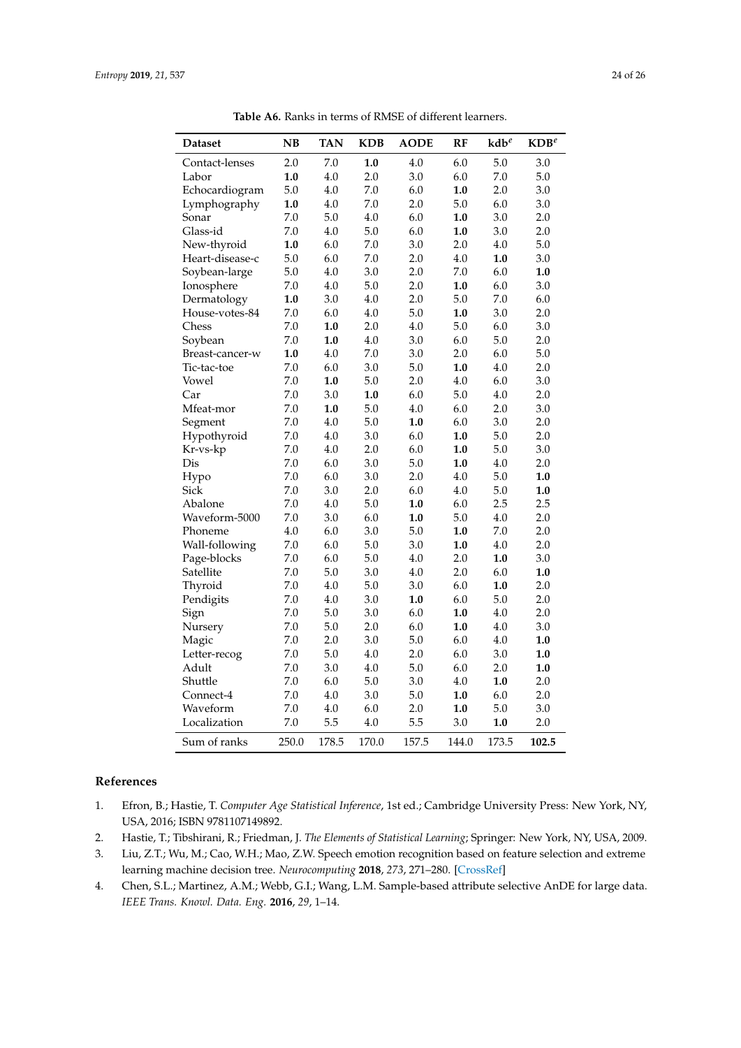**Table A6.** Ranks in terms of RMSE of different learners.

| Dataset | NB | TAN | KDB | AODE | RF | kdb$^e$ | KDB$^e$ |
|---|---|---|---|---|---|---|---|
| Contact-lenses | 2.0 | 7.0 | **1.0** | 4.0 | 6.0 | 5.0 | 3.0 |
| Labor | **1.0** | 4.0 | 2.0 | 3.0 | 6.0 | 7.0 | 5.0 |
| Echocardiogram | 5.0 | 4.0 | 7.0 | 6.0 | **1.0** | 2.0 | 3.0 |
| Lymphography | **1.0** | 4.0 | 7.0 | 2.0 | 5.0 | 6.0 | 3.0 |
| Sonar | 7.0 | 5.0 | 4.0 | 6.0 | **1.0** | 3.0 | 2.0 |
| Glass-id | 7.0 | 4.0 | 5.0 | 6.0 | **1.0** | 3.0 | 2.0 |
| New-thyroid | **1.0** | 6.0 | 7.0 | 3.0 | 2.0 | 4.0 | 5.0 |
| Heart-disease-c | 5.0 | 6.0 | 7.0 | 2.0 | 4.0 | **1.0** | 3.0 |
| Soybean-large | 5.0 | 4.0 | 3.0 | 2.0 | 7.0 | 6.0 | **1.0** |
| Ionosphere | 7.0 | 4.0 | 5.0 | 2.0 | **1.0** | 6.0 | 3.0 |
| Dermatology | **1.0** | 3.0 | 4.0 | 2.0 | 5.0 | 7.0 | 6.0 |
| House-votes-84 | 7.0 | 6.0 | 4.0 | 5.0 | **1.0** | 3.0 | 2.0 |
| Chess | 7.0 | **1.0** | 2.0 | 4.0 | 5.0 | 6.0 | 3.0 |
| Soybean | 7.0 | **1.0** | 4.0 | 3.0 | 6.0 | 5.0 | 2.0 |
| Breast-cancer-w | **1.0** | 4.0 | 7.0 | 3.0 | 2.0 | 6.0 | 5.0 |
| Tic-tac-toe | 7.0 | 6.0 | 3.0 | 5.0 | **1.0** | 4.0 | 2.0 |
| Vowel | 7.0 | **1.0** | 5.0 | 2.0 | 4.0 | 6.0 | 3.0 |
| Car | 7.0 | 3.0 | **1.0** | 6.0 | 5.0 | 4.0 | 2.0 |
| Mfeat-mor | 7.0 | **1.0** | 5.0 | 4.0 | 6.0 | 2.0 | 3.0 |
| Segment | 7.0 | 4.0 | 5.0 | **1.0** | 6.0 | 3.0 | 2.0 |
| Hypothyroid | 7.0 | 4.0 | 3.0 | 6.0 | **1.0** | 5.0 | 2.0 |
| Kr-vs-kp | 7.0 | 4.0 | 2.0 | 6.0 | **1.0** | 5.0 | 3.0 |
| Dis | 7.0 | 6.0 | 3.0 | 5.0 | **1.0** | 4.0 | 2.0 |
| Hypo | 7.0 | 6.0 | 3.0 | 2.0 | 4.0 | 5.0 | **1.0** |
| Sick | 7.0 | 3.0 | 2.0 | 6.0 | 4.0 | 5.0 | **1.0** |
| Abalone | 7.0 | 4.0 | 5.0 | **1.0** | 6.0 | 2.5 | 2.5 |
| Waveform-5000 | 7.0 | 3.0 | 6.0 | **1.0** | 5.0 | 4.0 | 2.0 |
| Phoneme | 4.0 | 6.0 | 3.0 | 5.0 | **1.0** | 7.0 | 2.0 |
| Wall-following | 7.0 | 6.0 | 5.0 | 3.0 | **1.0** | 4.0 | 2.0 |
| Page-blocks | 7.0 | 6.0 | 5.0 | 4.0 | 2.0 | **1.0** | 3.0 |
| Satellite | 7.0 | 5.0 | 3.0 | 4.0 | 2.0 | 6.0 | **1.0** |
| Thyroid | 7.0 | 4.0 | 5.0 | 3.0 | 6.0 | **1.0** | 2.0 |
| Pendigits | 7.0 | 4.0 | 3.0 | **1.0** | 6.0 | 5.0 | 2.0 |
| Sign | 7.0 | 5.0 | 3.0 | 6.0 | **1.0** | 4.0 | 2.0 |
| Nursery | 7.0 | 5.0 | 2.0 | 6.0 | **1.0** | 4.0 | 3.0 |
| Magic | 7.0 | 2.0 | 3.0 | 5.0 | 6.0 | 4.0 | **1.0** |
| Letter-recog | 7.0 | 5.0 | 4.0 | 2.0 | 6.0 | 3.0 | **1.0** |
| Adult | 7.0 | 3.0 | 4.0 | 5.0 | 6.0 | 2.0 | **1.0** |
| Shuttle | 7.0 | 6.0 | 5.0 | 3.0 | 4.0 | **1.0** | 2.0 |
| Connect-4 | 7.0 | 4.0 | 3.0 | 5.0 | **1.0** | 6.0 | 2.0 |
| Waveform | 7.0 | 4.0 | 6.0 | 2.0 | **1.0** | 5.0 | 3.0 |
| Localization | 7.0 | 5.5 | 4.0 | 5.5 | 3.0 | **1.0** | 2.0 |
| Sum of ranks | 250.0 | 178.5 | 170.0 | 157.5 | 144.0 | 173.5 | **102.5** |

## References

1. Efron, B.; Hastie, T. *Computer Age Statistical Inference*, 1st ed.; Cambridge University Press: New York, NY, USA, 2016; ISBN 9781107149892.
2. Hastie, T.; Tibshirani, R.; Friedman, J. *The Elements of Statistical Learning*; Springer: New York, NY, USA, 2009.
3. Liu, Z.T.; Wu, M.; Cao, W.H.; Mao, Z.W. Speech emotion recognition based on feature selection and extreme learning machine decision tree. *Neurocomputing* **2018**, *273*, 271–280. [CrossRef]
4. Chen, S.L.; Martinez, A.M.; Webb, G.I.; Wang, L.M. Sample-based attribute selective AnDE for large data. *IEEE Trans. Knowl. Data. Eng.* **2016**, *29*, 1–14.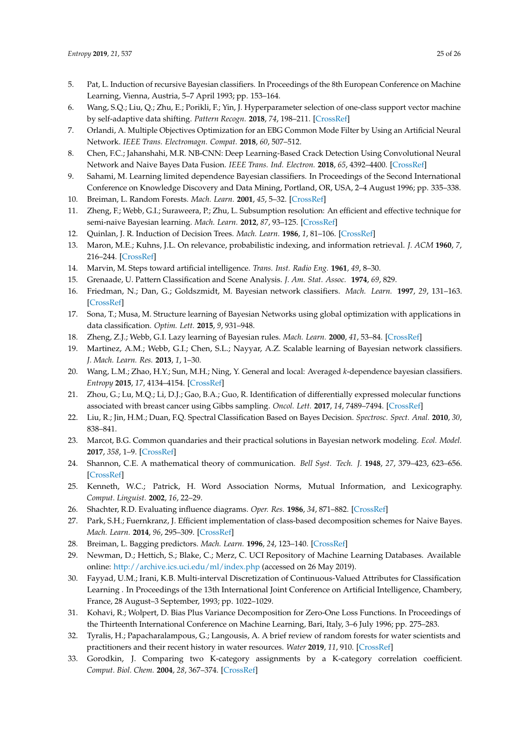5. Pat, L. Induction of recursive Bayesian classifiers. In Proceedings of the 8th European Conference on Machine Learning, Vienna, Austria, 5–7 April 1993; pp. 153–164.
6. Wang, S.Q.; Liu, Q.; Zhu, E.; Porikli, F.; Yin, J. Hyperparameter selection of one-class support vector machine by self-adaptive data shifting. *Pattern Recogn.* **2018**, *74*, 198–211. [CrossRef]
7. Orlandi, A. Multiple Objectives Optimization for an EBG Common Mode Filter by Using an Artificial Neural Network. *IEEE Trans. Electromagn. Compat.* **2018**, *60*, 507–512.
8. Chen, F.C.; Jahanshahi, M.R. NB-CNN: Deep Learning-Based Crack Detection Using Convolutional Neural Network and Naive Bayes Data Fusion. *IEEE Trans. Ind. Electron.* **2018**, *65*, 4392–4400. [CrossRef]
9. Sahami, M. Learning limited dependence Bayesian classifiers. In Proceedings of the Second International Conference on Knowledge Discovery and Data Mining, Portland, OR, USA, 2–4 August 1996; pp. 335–338.
10. Breiman, L. Random Forests. *Mach. Learn.* **2001**, *45*, 5–32. [CrossRef]
11. Zheng, F.; Webb, G.I.; Suraweera, P.; Zhu, L. Subsumption resolution: An efficient and effective technique for semi-naive Bayesian learning. *Mach. Learn.* **2012**, *87*, 93–125. [CrossRef]
12. Quinlan, J. R. Induction of Decision Trees. *Mach. Learn.* **1986**, *1*, 81–106. [CrossRef]
13. Maron, M.E.; Kuhns, J.L. On relevance, probabilistic indexing, and information retrieval. *J. ACM* **1960**, *7*, 216–244. [CrossRef]
14. Marvin, M. Steps toward artificial intelligence. *Trans. Inst. Radio Eng.* **1961**, *49*, 8–30.
15. Grenaade, U. Pattern Classification and Scene Analysis. *J. Am. Stat. Assoc.* **1974**, *69*, 829.
16. Friedman, N.; Dan, G.; Goldszmidt, M. Bayesian network classifiers. *Mach. Learn.* **1997**, *29*, 131–163. [CrossRef]
17. Sona, T.; Musa, M. Structure learning of Bayesian Networks using global optimization with applications in data classification. *Optim. Lett.* **2015**, *9*, 931–948.
18. Zheng, Z.J.; Webb, G.I. Lazy learning of Bayesian rules. *Mach. Learn.* **2000**, *41*, 53–84. [CrossRef]
19. Martinez, A.M.; Webb, G.I.; Chen, S.L.; Nayyar, A.Z. Scalable learning of Bayesian network classifiers. *J. Mach. Learn. Res.* **2013**, *1*, 1–30.
20. Wang, L.M.; Zhao, H.Y.; Sun, M.H.; Ning, Y. General and local: Averaged *k*-dependence bayesian classifiers. *Entropy* **2015**, *17*, 4134–4154. [CrossRef]
21. Zhou, G.; Lu, M.Q.; Li, D.J.; Gao, B.A.; Guo, R. Identification of differentially expressed molecular functions associated with breast cancer using Gibbs sampling. *Oncol. Lett.* **2017**, *14*, 7489–7494. [CrossRef]
22. Liu, R.; Jin, H.M.; Duan, F.Q. Spectral Classification Based on Bayes Decision. *Spectrosc. Spect. Anal.* **2010**, *30*, 838–841.
23. Marcot, B.G. Common quandaries and their practical solutions in Bayesian network modeling. *Ecol. Model.* **2017**, *358*, 1–9. [CrossRef]
24. Shannon, C.E. A mathematical theory of communication. *Bell Syst. Tech. J.* **1948**, *27*, 379–423, 623–656. [CrossRef]
25. Kenneth, W.C.; Patrick, H. Word Association Norms, Mutual Information, and Lexicography. *Comput. Linguist.* **2002**, *16*, 22–29.
26. Shachter, R.D. Evaluating influence diagrams. *Oper. Res.* **1986**, *34*, 871–882. [CrossRef]
27. Park, S.H.; Fuernkranz, J. Efficient implementation of class-based decomposition schemes for Naive Bayes. *Mach. Learn.* **2014**, *96*, 295–309. [CrossRef]
28. Breiman, L. Bagging predictors. *Mach. Learn.* **1996**, *24*, 123–140. [CrossRef]
29. Newman, D.; Hettich, S.; Blake, C.; Merz, C. UCI Repository of Machine Learning Databases. Available online: http://archive.ics.uci.edu/ml/index.php (accessed on 26 May 2019).
30. Fayyad, U.M.; Irani, K.B. Multi-interval Discretization of Continuous-Valued Attributes for Classification Learning . In Proceedings of the 13th International Joint Conference on Artificial Intelligence, Chambery, France, 28 August–3 September, 1993; pp. 1022–1029.
31. Kohavi, R.; Wolpert, D. Bias Plus Variance Decomposition for Zero-One Loss Functions. In Proceedings of the Thirteenth International Conference on Machine Learning, Bari, Italy, 3–6 July 1996; pp. 275–283.
32. Tyralis, H.; Papacharalampous, G.; Langousis, A. A brief review of random forests for water scientists and practitioners and their recent history in water resources. *Water* **2019**, *11*, 910. [CrossRef]
33. Gorodkin, J. Comparing two K-category assignments by a K-category correlation coefficient. *Comput. Biol. Chem.* **2004**, *28*, 367–374. [CrossRef]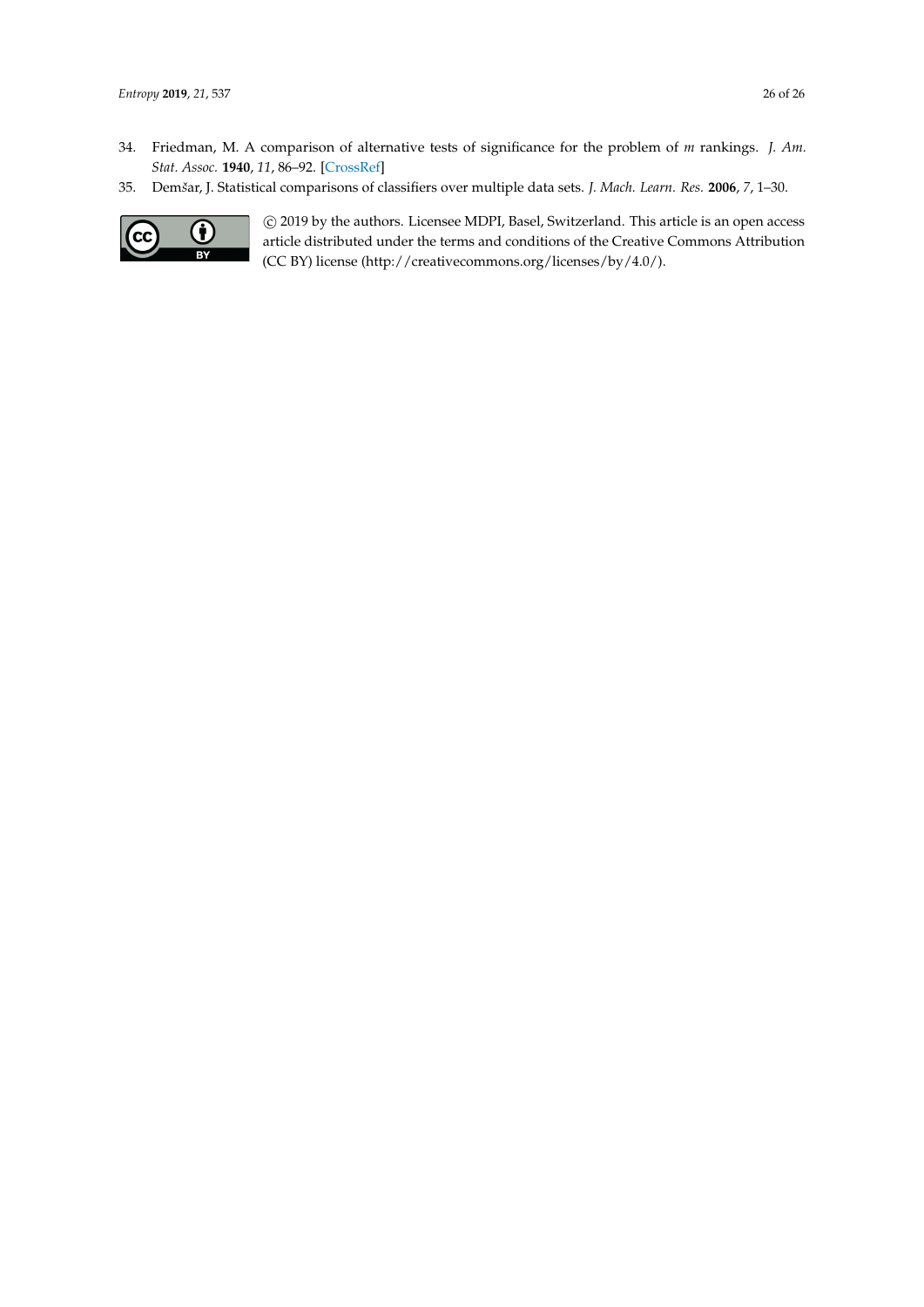34. Friedman, M. A comparison of alternative tests of significance for the problem of *m* rankings. *J. Am. Stat. Assoc.* **1940**, *11*, 86–92. [CrossRef]
35. Demšar, J. Statistical comparisons of classifiers over multiple data sets. *J. Mach. Learn. Res.* **2006**, *7*, 1–30.

© 2019 by the authors. Licensee MDPI, Basel, Switzerland. This article is an open access article distributed under the terms and conditions of the Creative Commons Attribution (CC BY) license (http://creativecommons.org/licenses/by/4.0/).